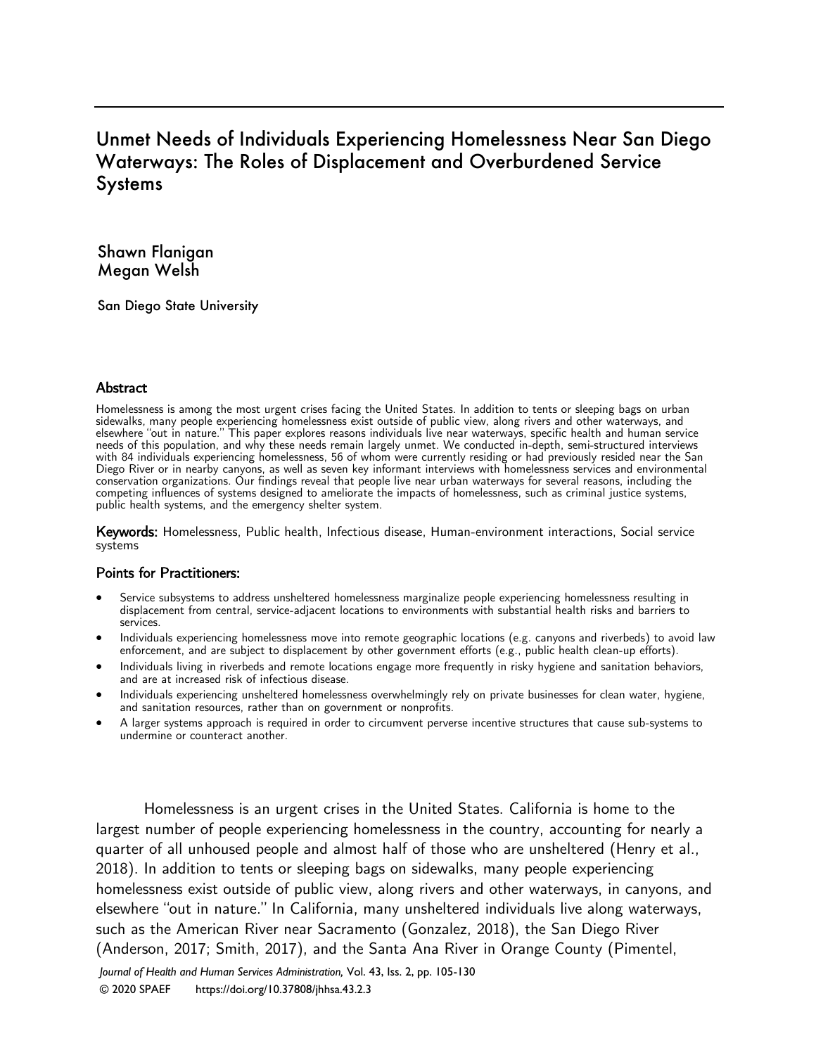# Unmet Needs of Individuals Experiencing Homelessness Near San Diego Waterways: The Roles of Displacement and Overburdened Service Systems

Shawn Flanigan
Megan Welsh

San Diego State University

## Abstract

Homelessness is among the most urgent crises facing the United States. In addition to tents or sleeping bags on urban sidewalks, many people experiencing homelessness exist outside of public view, along rivers and other waterways, and elsewhere "out in nature." This paper explores reasons individuals live near waterways, specific health and human service needs of this population, and why these needs remain largely unmet. We conducted in-depth, semi-structured interviews with 84 individuals experiencing homelessness, 56 of whom were currently residing or had previously resided near the San Diego River or in nearby canyons, as well as seven key informant interviews with homelessness services and environmental conservation organizations. Our findings reveal that people live near urban waterways for several reasons, including the competing influences of systems designed to ameliorate the impacts of homelessness, such as criminal justice systems, public health systems, and the emergency shelter system.

**Keywords:** Homelessness, Public health, Infectious disease, Human-environment interactions, Social service systems

## Points for Practitioners:

- Service subsystems to address unsheltered homelessness marginalize people experiencing homelessness resulting in displacement from central, service-adjacent locations to environments with substantial health risks and barriers to services.
- Individuals experiencing homelessness move into remote geographic locations (e.g. canyons and riverbeds) to avoid law enforcement, and are subject to displacement by other government efforts (e.g., public health clean-up efforts).
- Individuals living in riverbeds and remote locations engage more frequently in risky hygiene and sanitation behaviors, and are at increased risk of infectious disease.
- Individuals experiencing unsheltered homelessness overwhelmingly rely on private businesses for clean water, hygiene, and sanitation resources, rather than on government or nonprofits.
- A larger systems approach is required in order to circumvent perverse incentive structures that cause sub-systems to undermine or counteract another.

Homelessness is an urgent crises in the United States. California is home to the largest number of people experiencing homelessness in the country, accounting for nearly a quarter of all unhoused people and almost half of those who are unsheltered (Henry et al., 2018). In addition to tents or sleeping bags on sidewalks, many people experiencing homelessness exist outside of public view, along rivers and other waterways, in canyons, and elsewhere "out in nature." In California, many unsheltered individuals live along waterways, such as the American River near Sacramento (Gonzalez, 2018), the San Diego River (Anderson, 2017; Smith, 2017), and the Santa Ana River in Orange County (Pimentel,

*Journal of Health and Human Services Administration,* Vol. 43, Iss. 2, pp. 105-130
© 2020 SPAEF https://doi.org/10.37808/jhhsa.43.2.3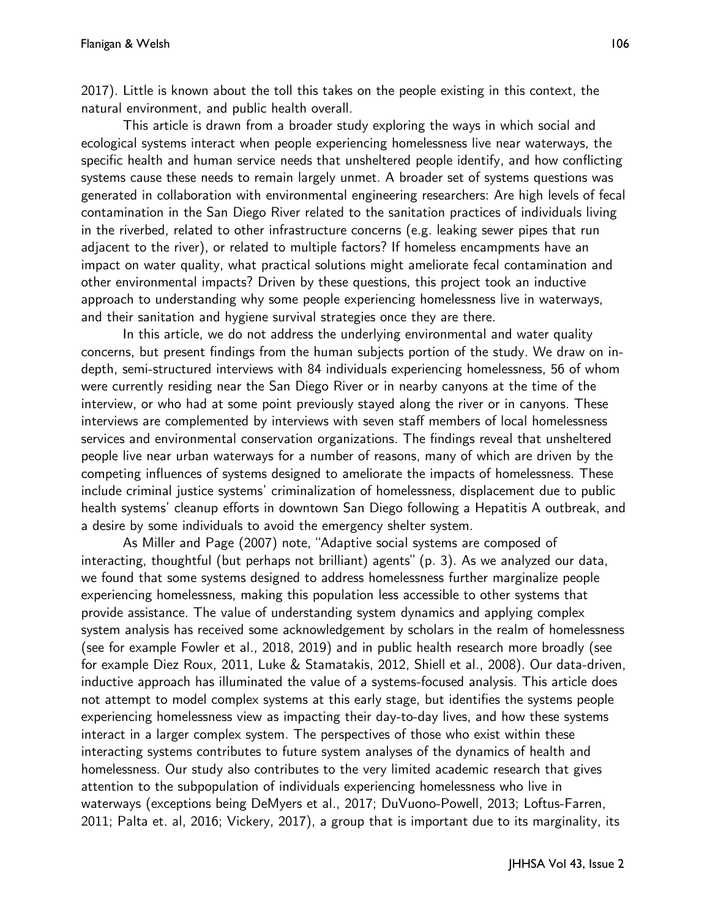2017). Little is known about the toll this takes on the people existing in this context, the natural environment, and public health overall.

This article is drawn from a broader study exploring the ways in which social and ecological systems interact when people experiencing homelessness live near waterways, the specific health and human service needs that unsheltered people identify, and how conflicting systems cause these needs to remain largely unmet. A broader set of systems questions was generated in collaboration with environmental engineering researchers: Are high levels of fecal contamination in the San Diego River related to the sanitation practices of individuals living in the riverbed, related to other infrastructure concerns (e.g. leaking sewer pipes that run adjacent to the river), or related to multiple factors? If homeless encampments have an impact on water quality, what practical solutions might ameliorate fecal contamination and other environmental impacts? Driven by these questions, this project took an inductive approach to understanding why some people experiencing homelessness live in waterways, and their sanitation and hygiene survival strategies once they are there.

In this article, we do not address the underlying environmental and water quality concerns, but present findings from the human subjects portion of the study. We draw on in-depth, semi-structured interviews with 84 individuals experiencing homelessness, 56 of whom were currently residing near the San Diego River or in nearby canyons at the time of the interview, or who had at some point previously stayed along the river or in canyons. These interviews are complemented by interviews with seven staff members of local homelessness services and environmental conservation organizations. The findings reveal that unsheltered people live near urban waterways for a number of reasons, many of which are driven by the competing influences of systems designed to ameliorate the impacts of homelessness. These include criminal justice systems' criminalization of homelessness, displacement due to public health systems' cleanup efforts in downtown San Diego following a Hepatitis A outbreak, and a desire by some individuals to avoid the emergency shelter system.

As Miller and Page (2007) note, "Adaptive social systems are composed of interacting, thoughtful (but perhaps not brilliant) agents" (p. 3). As we analyzed our data, we found that some systems designed to address homelessness further marginalize people experiencing homelessness, making this population less accessible to other systems that provide assistance. The value of understanding system dynamics and applying complex system analysis has received some acknowledgement by scholars in the realm of homelessness (see for example Fowler et al., 2018, 2019) and in public health research more broadly (see for example Diez Roux, 2011, Luke & Stamatakis, 2012, Shiell et al., 2008). Our data-driven, inductive approach has illuminated the value of a systems-focused analysis. This article does not attempt to model complex systems at this early stage, but identifies the systems people experiencing homelessness view as impacting their day-to-day lives, and how these systems interact in a larger complex system. The perspectives of those who exist within these interacting systems contributes to future system analyses of the dynamics of health and homelessness. Our study also contributes to the very limited academic research that gives attention to the subpopulation of individuals experiencing homelessness who live in waterways (exceptions being DeMyers et al., 2017; DuVuono-Powell, 2013; Loftus-Farren, 2011; Palta et. al, 2016; Vickery, 2017), a group that is important due to its marginality, its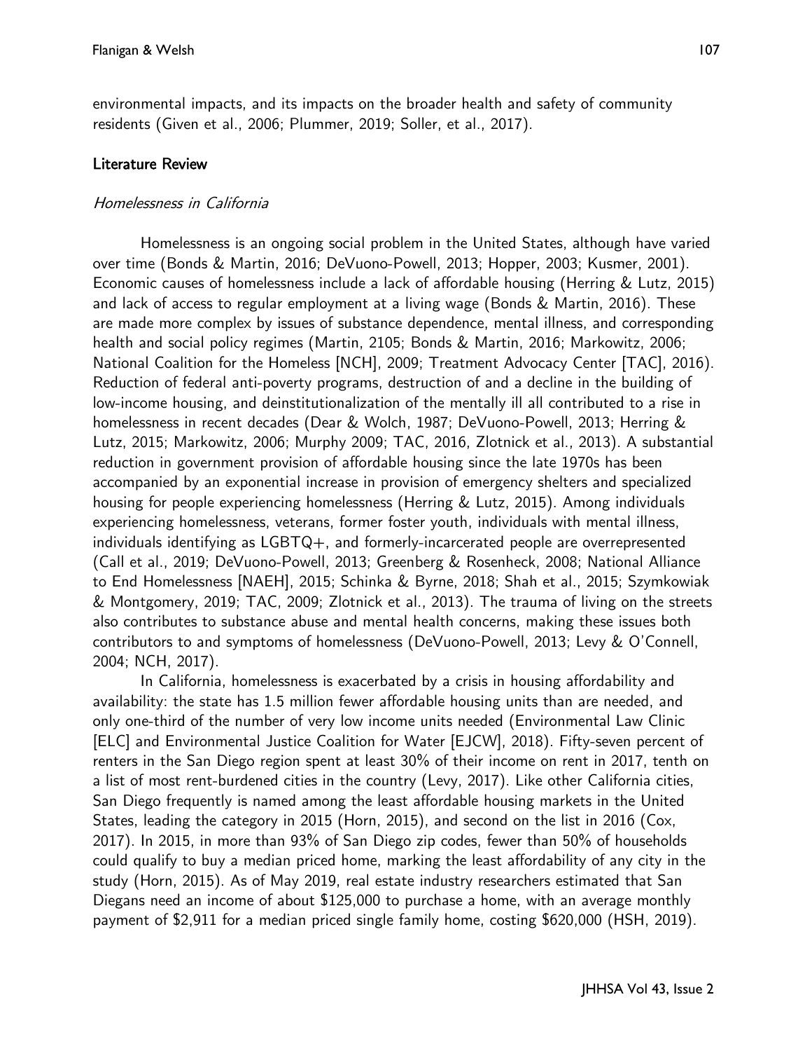environmental impacts, and its impacts on the broader health and safety of community residents (Given et al., 2006; Plummer, 2019; Soller, et al., 2017).

## Literature Review

### *Homelessness in California*

Homelessness is an ongoing social problem in the United States, although have varied over time (Bonds & Martin, 2016; DeVuono-Powell, 2013; Hopper, 2003; Kusmer, 2001). Economic causes of homelessness include a lack of affordable housing (Herring & Lutz, 2015) and lack of access to regular employment at a living wage (Bonds & Martin, 2016). These are made more complex by issues of substance dependence, mental illness, and corresponding health and social policy regimes (Martin, 2105; Bonds & Martin, 2016; Markowitz, 2006; National Coalition for the Homeless [NCH], 2009; Treatment Advocacy Center [TAC], 2016). Reduction of federal anti-poverty programs, destruction of and a decline in the building of low-income housing, and deinstitutionalization of the mentally ill all contributed to a rise in homelessness in recent decades (Dear & Wolch, 1987; DeVuono-Powell, 2013; Herring & Lutz, 2015; Markowitz, 2006; Murphy 2009; TAC, 2016, Zlotnick et al., 2013). A substantial reduction in government provision of affordable housing since the late 1970s has been accompanied by an exponential increase in provision of emergency shelters and specialized housing for people experiencing homelessness (Herring & Lutz, 2015). Among individuals experiencing homelessness, veterans, former foster youth, individuals with mental illness, individuals identifying as LGBTQ+, and formerly-incarcerated people are overrepresented (Call et al., 2019; DeVuono-Powell, 2013; Greenberg & Rosenheck, 2008; National Alliance to End Homelessness [NAEH], 2015; Schinka & Byrne, 2018; Shah et al., 2015; Szymkowiak & Montgomery, 2019; TAC, 2009; Zlotnick et al., 2013). The trauma of living on the streets also contributes to substance abuse and mental health concerns, making these issues both contributors to and symptoms of homelessness (DeVuono-Powell, 2013; Levy & O'Connell, 2004; NCH, 2017).

In California, homelessness is exacerbated by a crisis in housing affordability and availability: the state has 1.5 million fewer affordable housing units than are needed, and only one-third of the number of very low income units needed (Environmental Law Clinic [ELC] and Environmental Justice Coalition for Water [EJCW], 2018). Fifty-seven percent of renters in the San Diego region spent at least 30% of their income on rent in 2017, tenth on a list of most rent-burdened cities in the country (Levy, 2017). Like other California cities, San Diego frequently is named among the least affordable housing markets in the United States, leading the category in 2015 (Horn, 2015), and second on the list in 2016 (Cox, 2017). In 2015, in more than 93% of San Diego zip codes, fewer than 50% of households could qualify to buy a median priced home, marking the least affordability of any city in the study (Horn, 2015). As of May 2019, real estate industry researchers estimated that San Diegans need an income of about $125,000 to purchase a home, with an average monthly payment of $2,911 for a median priced single family home, costing $620,000 (HSH, 2019).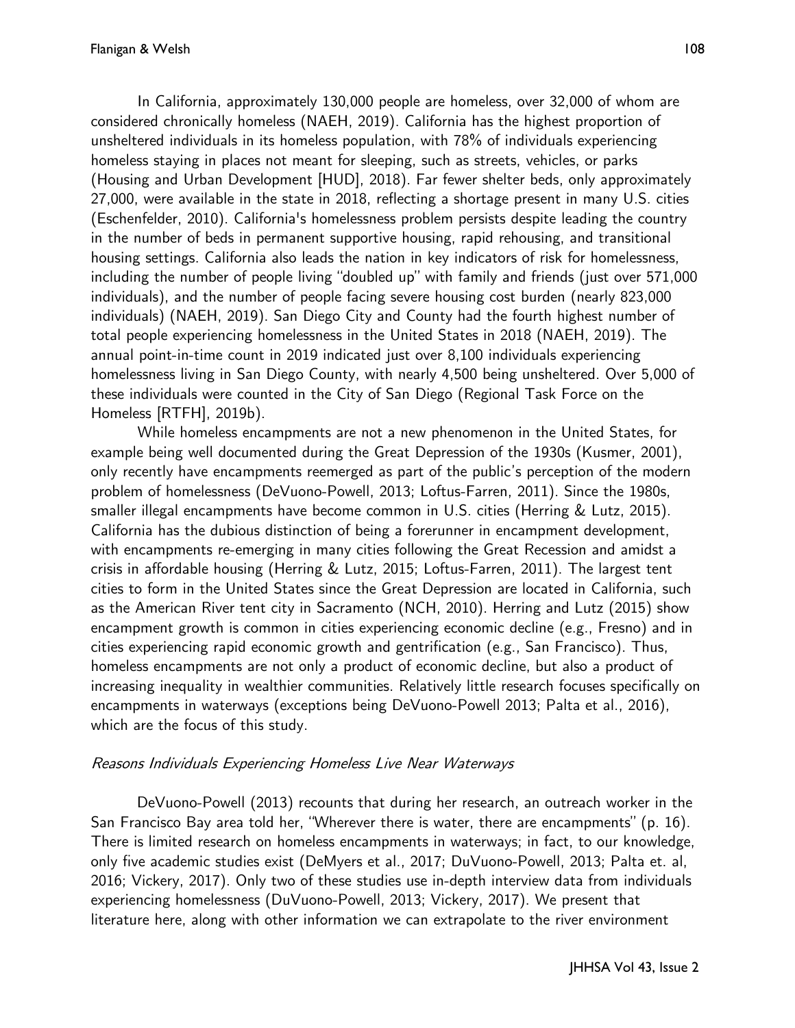In California, approximately 130,000 people are homeless, over 32,000 of whom are considered chronically homeless (NAEH, 2019). California has the highest proportion of unsheltered individuals in its homeless population, with 78% of individuals experiencing homeless staying in places not meant for sleeping, such as streets, vehicles, or parks (Housing and Urban Development [HUD], 2018). Far fewer shelter beds, only approximately 27,000, were available in the state in 2018, reflecting a shortage present in many U.S. cities (Eschenfelder, 2010). California's homelessness problem persists despite leading the country in the number of beds in permanent supportive housing, rapid rehousing, and transitional housing settings. California also leads the nation in key indicators of risk for homelessness, including the number of people living "doubled up" with family and friends (just over 571,000 individuals), and the number of people facing severe housing cost burden (nearly 823,000 individuals) (NAEH, 2019). San Diego City and County had the fourth highest number of total people experiencing homelessness in the United States in 2018 (NAEH, 2019). The annual point-in-time count in 2019 indicated just over 8,100 individuals experiencing homelessness living in San Diego County, with nearly 4,500 being unsheltered. Over 5,000 of these individuals were counted in the City of San Diego (Regional Task Force on the Homeless [RTFH], 2019b).

While homeless encampments are not a new phenomenon in the United States, for example being well documented during the Great Depression of the 1930s (Kusmer, 2001), only recently have encampments reemerged as part of the public's perception of the modern problem of homelessness (DeVuono-Powell, 2013; Loftus-Farren, 2011). Since the 1980s, smaller illegal encampments have become common in U.S. cities (Herring & Lutz, 2015). California has the dubious distinction of being a forerunner in encampment development, with encampments re-emerging in many cities following the Great Recession and amidst a crisis in affordable housing (Herring & Lutz, 2015; Loftus-Farren, 2011). The largest tent cities to form in the United States since the Great Depression are located in California, such as the American River tent city in Sacramento (NCH, 2010). Herring and Lutz (2015) show encampment growth is common in cities experiencing economic decline (e.g., Fresno) and in cities experiencing rapid economic growth and gentrification (e.g., San Francisco). Thus, homeless encampments are not only a product of economic decline, but also a product of increasing inequality in wealthier communities. Relatively little research focuses specifically on encampments in waterways (exceptions being DeVuono-Powell 2013; Palta et al., 2016), which are the focus of this study.

### *Reasons Individuals Experiencing Homeless Live Near Waterways*

DeVuono-Powell (2013) recounts that during her research, an outreach worker in the San Francisco Bay area told her, "Wherever there is water, there are encampments" (p. 16). There is limited research on homeless encampments in waterways; in fact, to our knowledge, only five academic studies exist (DeMyers et al., 2017; DuVuono-Powell, 2013; Palta et. al, 2016; Vickery, 2017). Only two of these studies use in-depth interview data from individuals experiencing homelessness (DuVuono-Powell, 2013; Vickery, 2017). We present that literature here, along with other information we can extrapolate to the river environment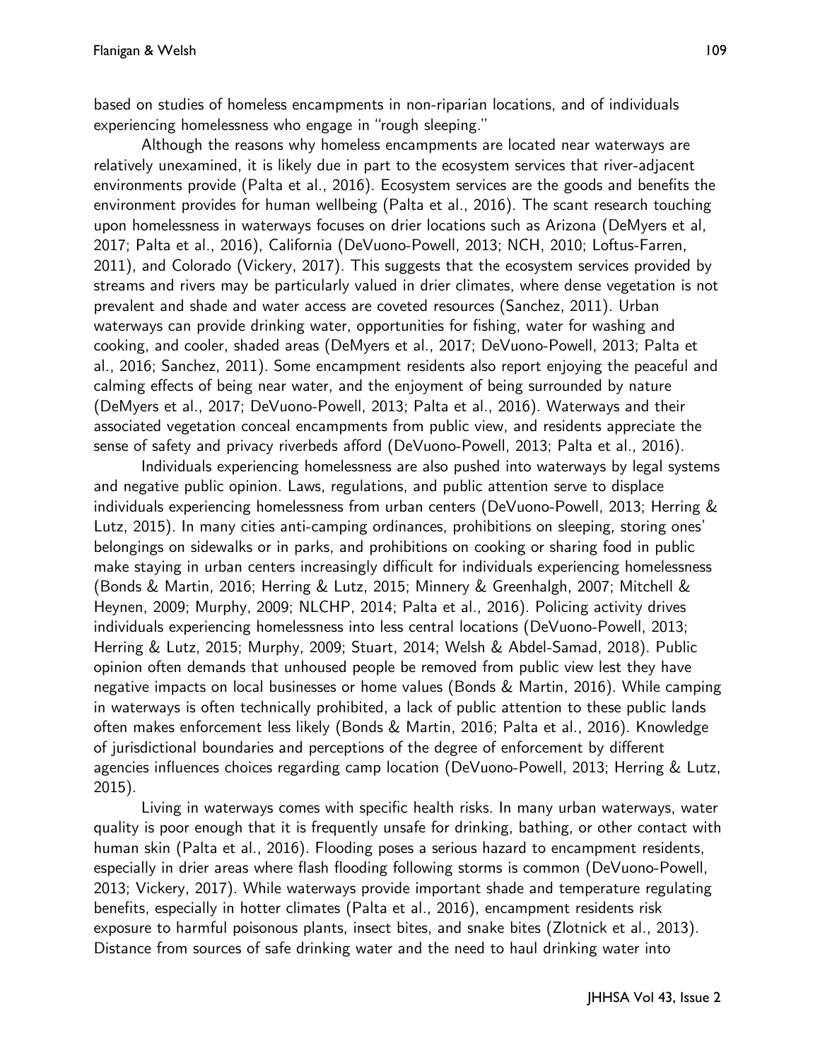based on studies of homeless encampments in non-riparian locations, and of individuals experiencing homelessness who engage in "rough sleeping."

Although the reasons why homeless encampments are located near waterways are relatively unexamined, it is likely due in part to the ecosystem services that river-adjacent environments provide (Palta et al., 2016). Ecosystem services are the goods and benefits the environment provides for human wellbeing (Palta et al., 2016). The scant research touching upon homelessness in waterways focuses on drier locations such as Arizona (DeMyers et al, 2017; Palta et al., 2016), California (DeVuono-Powell, 2013; NCH, 2010; Loftus-Farren, 2011), and Colorado (Vickery, 2017). This suggests that the ecosystem services provided by streams and rivers may be particularly valued in drier climates, where dense vegetation is not prevalent and shade and water access are coveted resources (Sanchez, 2011). Urban waterways can provide drinking water, opportunities for fishing, water for washing and cooking, and cooler, shaded areas (DeMyers et al., 2017; DeVuono-Powell, 2013; Palta et al., 2016; Sanchez, 2011). Some encampment residents also report enjoying the peaceful and calming effects of being near water, and the enjoyment of being surrounded by nature (DeMyers et al., 2017; DeVuono-Powell, 2013; Palta et al., 2016). Waterways and their associated vegetation conceal encampments from public view, and residents appreciate the sense of safety and privacy riverbeds afford (DeVuono-Powell, 2013; Palta et al., 2016).

Individuals experiencing homelessness are also pushed into waterways by legal systems and negative public opinion. Laws, regulations, and public attention serve to displace individuals experiencing homelessness from urban centers (DeVuono-Powell, 2013; Herring & Lutz, 2015). In many cities anti-camping ordinances, prohibitions on sleeping, storing ones' belongings on sidewalks or in parks, and prohibitions on cooking or sharing food in public make staying in urban centers increasingly difficult for individuals experiencing homelessness (Bonds & Martin, 2016; Herring & Lutz, 2015; Minnery & Greenhalgh, 2007; Mitchell & Heynen, 2009; Murphy, 2009; NLCHP, 2014; Palta et al., 2016). Policing activity drives individuals experiencing homelessness into less central locations (DeVuono-Powell, 2013; Herring & Lutz, 2015; Murphy, 2009; Stuart, 2014; Welsh & Abdel-Samad, 2018). Public opinion often demands that unhoused people be removed from public view lest they have negative impacts on local businesses or home values (Bonds & Martin, 2016). While camping in waterways is often technically prohibited, a lack of public attention to these public lands often makes enforcement less likely (Bonds & Martin, 2016; Palta et al., 2016). Knowledge of jurisdictional boundaries and perceptions of the degree of enforcement by different agencies influences choices regarding camp location (DeVuono-Powell, 2013; Herring & Lutz, 2015).

Living in waterways comes with specific health risks. In many urban waterways, water quality is poor enough that it is frequently unsafe for drinking, bathing, or other contact with human skin (Palta et al., 2016). Flooding poses a serious hazard to encampment residents, especially in drier areas where flash flooding following storms is common (DeVuono-Powell, 2013; Vickery, 2017). While waterways provide important shade and temperature regulating benefits, especially in hotter climates (Palta et al., 2016), encampment residents risk exposure to harmful poisonous plants, insect bites, and snake bites (Zlotnick et al., 2013). Distance from sources of safe drinking water and the need to haul drinking water into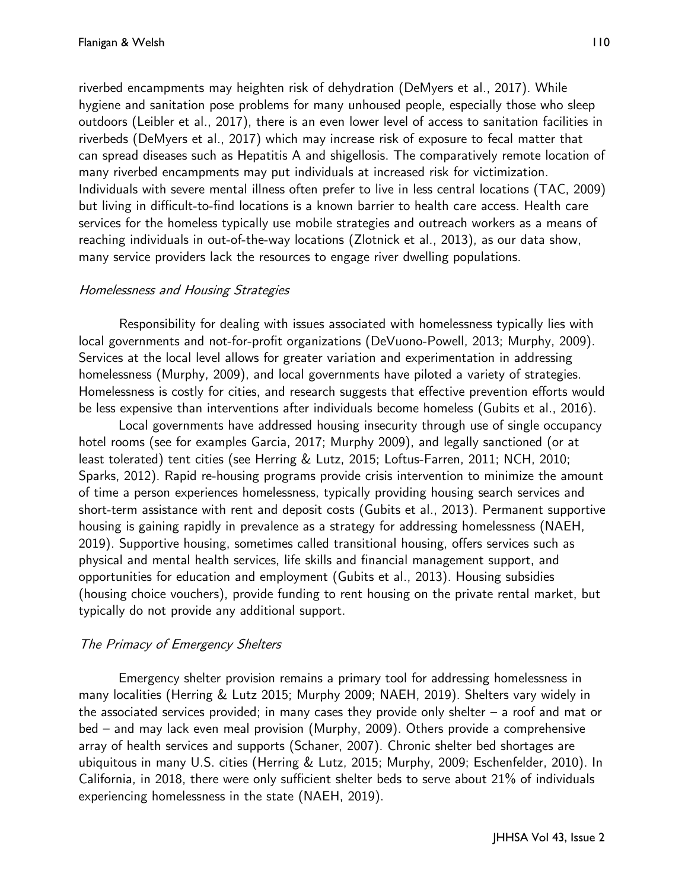riverbed encampments may heighten risk of dehydration (DeMyers et al., 2017). While hygiene and sanitation pose problems for many unhoused people, especially those who sleep outdoors (Leibler et al., 2017), there is an even lower level of access to sanitation facilities in riverbeds (DeMyers et al., 2017) which may increase risk of exposure to fecal matter that can spread diseases such as Hepatitis A and shigellosis. The comparatively remote location of many riverbed encampments may put individuals at increased risk for victimization. Individuals with severe mental illness often prefer to live in less central locations (TAC, 2009) but living in difficult-to-find locations is a known barrier to health care access. Health care services for the homeless typically use mobile strategies and outreach workers as a means of reaching individuals in out-of-the-way locations (Zlotnick et al., 2013), as our data show, many service providers lack the resources to engage river dwelling populations.

### *Homelessness and Housing Strategies*

Responsibility for dealing with issues associated with homelessness typically lies with local governments and not-for-profit organizations (DeVuono-Powell, 2013; Murphy, 2009). Services at the local level allows for greater variation and experimentation in addressing homelessness (Murphy, 2009), and local governments have piloted a variety of strategies. Homelessness is costly for cities, and research suggests that effective prevention efforts would be less expensive than interventions after individuals become homeless (Gubits et al., 2016).

Local governments have addressed housing insecurity through use of single occupancy hotel rooms (see for examples Garcia, 2017; Murphy 2009), and legally sanctioned (or at least tolerated) tent cities (see Herring & Lutz, 2015; Loftus-Farren, 2011; NCH, 2010; Sparks, 2012). Rapid re-housing programs provide crisis intervention to minimize the amount of time a person experiences homelessness, typically providing housing search services and short-term assistance with rent and deposit costs (Gubits et al., 2013). Permanent supportive housing is gaining rapidly in prevalence as a strategy for addressing homelessness (NAEH, 2019). Supportive housing, sometimes called transitional housing, offers services such as physical and mental health services, life skills and financial management support, and opportunities for education and employment (Gubits et al., 2013). Housing subsidies (housing choice vouchers), provide funding to rent housing on the private rental market, but typically do not provide any additional support.

### *The Primacy of Emergency Shelters*

Emergency shelter provision remains a primary tool for addressing homelessness in many localities (Herring & Lutz 2015; Murphy 2009; NAEH, 2019). Shelters vary widely in the associated services provided; in many cases they provide only shelter – a roof and mat or bed – and may lack even meal provision (Murphy, 2009). Others provide a comprehensive array of health services and supports (Schaner, 2007). Chronic shelter bed shortages are ubiquitous in many U.S. cities (Herring & Lutz, 2015; Murphy, 2009; Eschenfelder, 2010). In California, in 2018, there were only sufficient shelter beds to serve about 21% of individuals experiencing homelessness in the state (NAEH, 2019).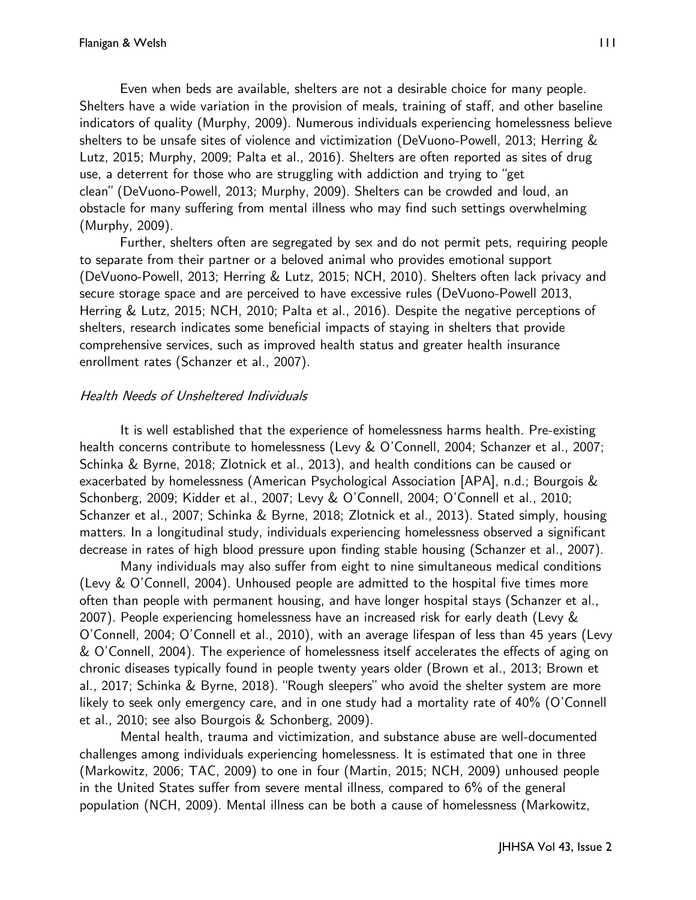Even when beds are available, shelters are not a desirable choice for many people. Shelters have a wide variation in the provision of meals, training of staff, and other baseline indicators of quality (Murphy, 2009). Numerous individuals experiencing homelessness believe shelters to be unsafe sites of violence and victimization (DeVuono-Powell, 2013; Herring & Lutz, 2015; Murphy, 2009; Palta et al., 2016). Shelters are often reported as sites of drug use, a deterrent for those who are struggling with addiction and trying to "get clean" (DeVuono-Powell, 2013; Murphy, 2009). Shelters can be crowded and loud, an obstacle for many suffering from mental illness who may find such settings overwhelming (Murphy, 2009).

Further, shelters often are segregated by sex and do not permit pets, requiring people to separate from their partner or a beloved animal who provides emotional support (DeVuono-Powell, 2013; Herring & Lutz, 2015; NCH, 2010). Shelters often lack privacy and secure storage space and are perceived to have excessive rules (DeVuono-Powell 2013, Herring & Lutz, 2015; NCH, 2010; Palta et al., 2016). Despite the negative perceptions of shelters, research indicates some beneficial impacts of staying in shelters that provide comprehensive services, such as improved health status and greater health insurance enrollment rates (Schanzer et al., 2007).

### *Health Needs of Unsheltered Individuals*

It is well established that the experience of homelessness harms health. Pre-existing health concerns contribute to homelessness (Levy & O'Connell, 2004; Schanzer et al., 2007; Schinka & Byrne, 2018; Zlotnick et al., 2013), and health conditions can be caused or exacerbated by homelessness (American Psychological Association [APA], n.d.; Bourgois & Schonberg, 2009; Kidder et al., 2007; Levy & O'Connell, 2004; O'Connell et al., 2010; Schanzer et al., 2007; Schinka & Byrne, 2018; Zlotnick et al., 2013). Stated simply, housing matters. In a longitudinal study, individuals experiencing homelessness observed a significant decrease in rates of high blood pressure upon finding stable housing (Schanzer et al., 2007).

Many individuals may also suffer from eight to nine simultaneous medical conditions (Levy & O'Connell, 2004). Unhoused people are admitted to the hospital five times more often than people with permanent housing, and have longer hospital stays (Schanzer et al., 2007). People experiencing homelessness have an increased risk for early death (Levy & O'Connell, 2004; O'Connell et al., 2010), with an average lifespan of less than 45 years (Levy & O'Connell, 2004). The experience of homelessness itself accelerates the effects of aging on chronic diseases typically found in people twenty years older (Brown et al., 2013; Brown et al., 2017; Schinka & Byrne, 2018). "Rough sleepers" who avoid the shelter system are more likely to seek only emergency care, and in one study had a mortality rate of 40% (O'Connell et al., 2010; see also Bourgois & Schonberg, 2009).

Mental health, trauma and victimization, and substance abuse are well-documented challenges among individuals experiencing homelessness. It is estimated that one in three (Markowitz, 2006; TAC, 2009) to one in four (Martin, 2015; NCH, 2009) unhoused people in the United States suffer from severe mental illness, compared to 6% of the general population (NCH, 2009). Mental illness can be both a cause of homelessness (Markowitz,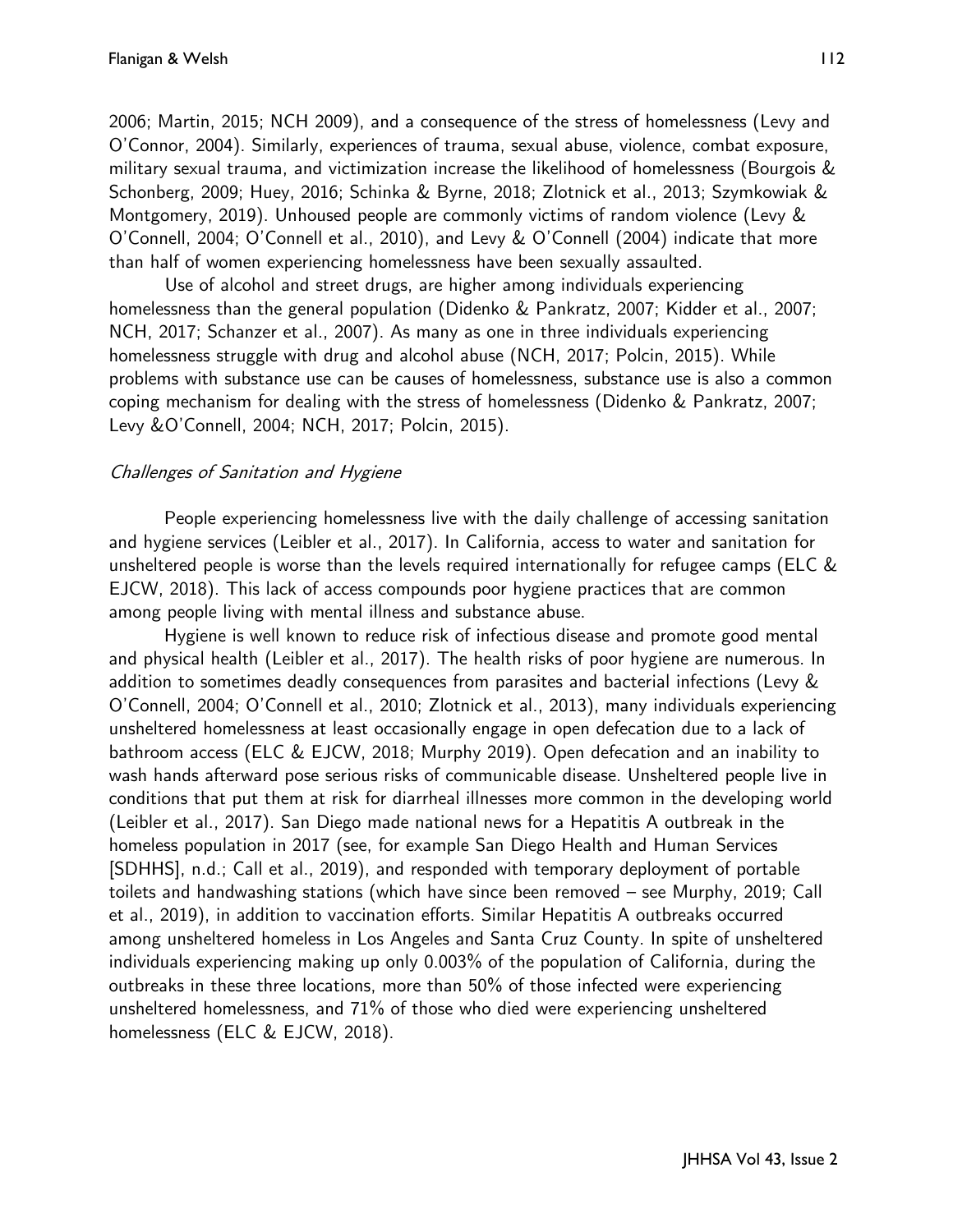2006; Martin, 2015; NCH 2009), and a consequence of the stress of homelessness (Levy and O'Connor, 2004). Similarly, experiences of trauma, sexual abuse, violence, combat exposure, military sexual trauma, and victimization increase the likelihood of homelessness (Bourgois & Schonberg, 2009; Huey, 2016; Schinka & Byrne, 2018; Zlotnick et al., 2013; Szymkowiak & Montgomery, 2019). Unhoused people are commonly victims of random violence (Levy & O'Connell, 2004; O'Connell et al., 2010), and Levy & O'Connell (2004) indicate that more than half of women experiencing homelessness have been sexually assaulted.

Use of alcohol and street drugs, are higher among individuals experiencing homelessness than the general population (Didenko & Pankratz, 2007; Kidder et al., 2007; NCH, 2017; Schanzer et al., 2007). As many as one in three individuals experiencing homelessness struggle with drug and alcohol abuse (NCH, 2017; Polcin, 2015). While problems with substance use can be causes of homelessness, substance use is also a common coping mechanism for dealing with the stress of homelessness (Didenko & Pankratz, 2007; Levy &O'Connell, 2004; NCH, 2017; Polcin, 2015).

### *Challenges of Sanitation and Hygiene*

People experiencing homelessness live with the daily challenge of accessing sanitation and hygiene services (Leibler et al., 2017). In California, access to water and sanitation for unsheltered people is worse than the levels required internationally for refugee camps (ELC & EJCW, 2018). This lack of access compounds poor hygiene practices that are common among people living with mental illness and substance abuse.

Hygiene is well known to reduce risk of infectious disease and promote good mental and physical health (Leibler et al., 2017). The health risks of poor hygiene are numerous. In addition to sometimes deadly consequences from parasites and bacterial infections (Levy & O'Connell, 2004; O'Connell et al., 2010; Zlotnick et al., 2013), many individuals experiencing unsheltered homelessness at least occasionally engage in open defecation due to a lack of bathroom access (ELC & EJCW, 2018; Murphy 2019). Open defecation and an inability to wash hands afterward pose serious risks of communicable disease. Unsheltered people live in conditions that put them at risk for diarrheal illnesses more common in the developing world (Leibler et al., 2017). San Diego made national news for a Hepatitis A outbreak in the homeless population in 2017 (see, for example San Diego Health and Human Services [SDHHS], n.d.; Call et al., 2019), and responded with temporary deployment of portable toilets and handwashing stations (which have since been removed – see Murphy, 2019; Call et al., 2019), in addition to vaccination efforts. Similar Hepatitis A outbreaks occurred among unsheltered homeless in Los Angeles and Santa Cruz County. In spite of unsheltered individuals experiencing making up only 0.003% of the population of California, during the outbreaks in these three locations, more than 50% of those infected were experiencing unsheltered homelessness, and 71% of those who died were experiencing unsheltered homelessness (ELC & EJCW, 2018).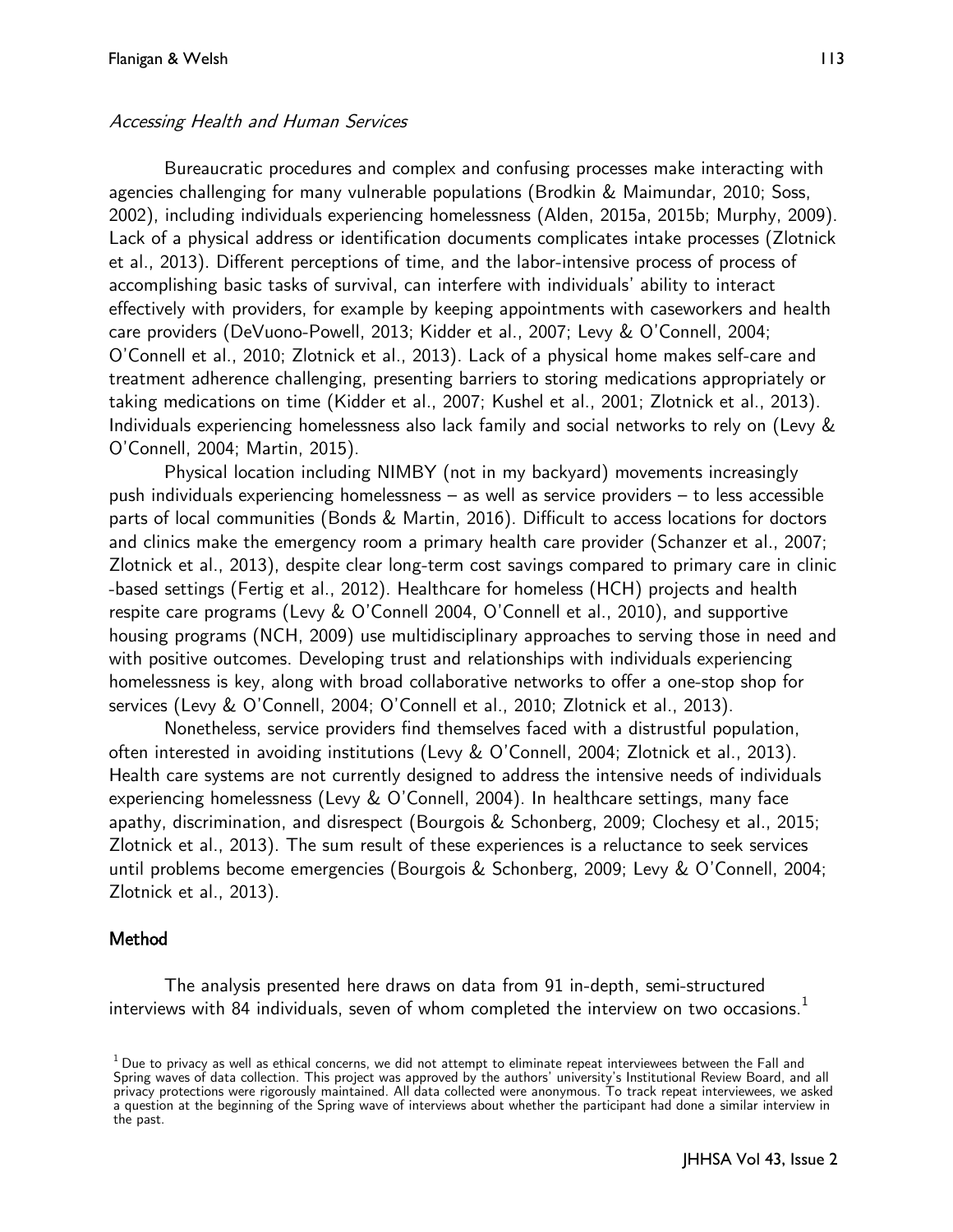*Accessing Health and Human Services*

Bureaucratic procedures and complex and confusing processes make interacting with agencies challenging for many vulnerable populations (Brodkin & Maimundar, 2010; Soss, 2002), including individuals experiencing homelessness (Alden, 2015a, 2015b; Murphy, 2009). Lack of a physical address or identification documents complicates intake processes (Zlotnick et al., 2013). Different perceptions of time, and the labor-intensive process of process of accomplishing basic tasks of survival, can interfere with individuals' ability to interact effectively with providers, for example by keeping appointments with caseworkers and health care providers (DeVuono-Powell, 2013; Kidder et al., 2007; Levy & O'Connell, 2004; O'Connell et al., 2010; Zlotnick et al., 2013). Lack of a physical home makes self-care and treatment adherence challenging, presenting barriers to storing medications appropriately or taking medications on time (Kidder et al., 2007; Kushel et al., 2001; Zlotnick et al., 2013). Individuals experiencing homelessness also lack family and social networks to rely on (Levy & O'Connell, 2004; Martin, 2015).

Physical location including NIMBY (not in my backyard) movements increasingly push individuals experiencing homelessness – as well as service providers – to less accessible parts of local communities (Bonds & Martin, 2016). Difficult to access locations for doctors and clinics make the emergency room a primary health care provider (Schanzer et al., 2007; Zlotnick et al., 2013), despite clear long-term cost savings compared to primary care in clinic -based settings (Fertig et al., 2012). Healthcare for homeless (HCH) projects and health respite care programs (Levy & O'Connell 2004, O'Connell et al., 2010), and supportive housing programs (NCH, 2009) use multidisciplinary approaches to serving those in need and with positive outcomes. Developing trust and relationships with individuals experiencing homelessness is key, along with broad collaborative networks to offer a one-stop shop for services (Levy & O'Connell, 2004; O'Connell et al., 2010; Zlotnick et al., 2013).

Nonetheless, service providers find themselves faced with a distrustful population, often interested in avoiding institutions (Levy & O'Connell, 2004; Zlotnick et al., 2013). Health care systems are not currently designed to address the intensive needs of individuals experiencing homelessness (Levy & O'Connell, 2004). In healthcare settings, many face apathy, discrimination, and disrespect (Bourgois & Schonberg, 2009; Clochesy et al., 2015; Zlotnick et al., 2013). The sum result of these experiences is a reluctance to seek services until problems become emergencies (Bourgois & Schonberg, 2009; Levy & O'Connell, 2004; Zlotnick et al., 2013).

## Method

The analysis presented here draws on data from 91 in-depth, semi-structured interviews with 84 individuals, seven of whom completed the interview on two occasions.[1]

[1] Due to privacy as well as ethical concerns, we did not attempt to eliminate repeat interviewees between the Fall and Spring waves of data collection. This project was approved by the authors' university's Institutional Review Board, and all privacy protections were rigorously maintained. All data collected were anonymous. To track repeat interviewees, we asked a question at the beginning of the Spring wave of interviews about whether the participant had done a similar interview in the past.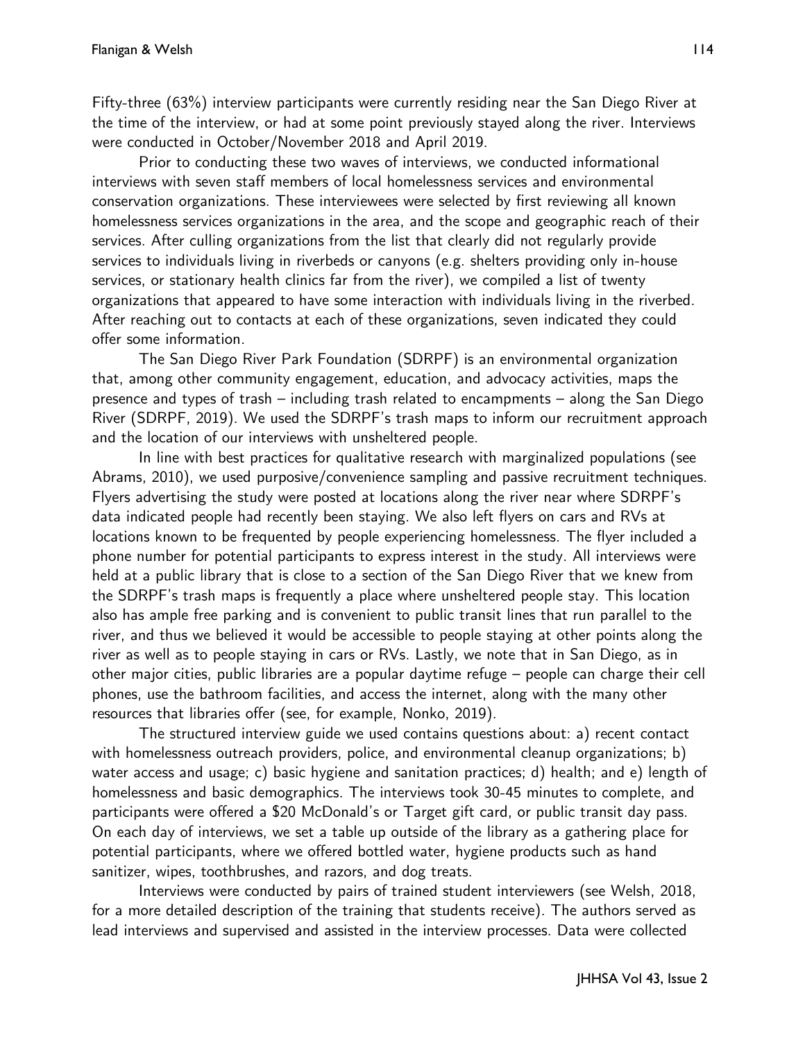Fifty-three (63%) interview participants were currently residing near the San Diego River at the time of the interview, or had at some point previously stayed along the river. Interviews were conducted in October/November 2018 and April 2019.

Prior to conducting these two waves of interviews, we conducted informational interviews with seven staff members of local homelessness services and environmental conservation organizations. These interviewees were selected by first reviewing all known homelessness services organizations in the area, and the scope and geographic reach of their services. After culling organizations from the list that clearly did not regularly provide services to individuals living in riverbeds or canyons (e.g. shelters providing only in-house services, or stationary health clinics far from the river), we compiled a list of twenty organizations that appeared to have some interaction with individuals living in the riverbed. After reaching out to contacts at each of these organizations, seven indicated they could offer some information.

The San Diego River Park Foundation (SDRPF) is an environmental organization that, among other community engagement, education, and advocacy activities, maps the presence and types of trash – including trash related to encampments – along the San Diego River (SDRPF, 2019). We used the SDRPF's trash maps to inform our recruitment approach and the location of our interviews with unsheltered people.

In line with best practices for qualitative research with marginalized populations (see Abrams, 2010), we used purposive/convenience sampling and passive recruitment techniques. Flyers advertising the study were posted at locations along the river near where SDRPF's data indicated people had recently been staying. We also left flyers on cars and RVs at locations known to be frequented by people experiencing homelessness. The flyer included a phone number for potential participants to express interest in the study. All interviews were held at a public library that is close to a section of the San Diego River that we knew from the SDRPF's trash maps is frequently a place where unsheltered people stay. This location also has ample free parking and is convenient to public transit lines that run parallel to the river, and thus we believed it would be accessible to people staying at other points along the river as well as to people staying in cars or RVs. Lastly, we note that in San Diego, as in other major cities, public libraries are a popular daytime refuge – people can charge their cell phones, use the bathroom facilities, and access the internet, along with the many other resources that libraries offer (see, for example, Nonko, 2019).

The structured interview guide we used contains questions about: a) recent contact with homelessness outreach providers, police, and environmental cleanup organizations; b) water access and usage; c) basic hygiene and sanitation practices; d) health; and e) length of homelessness and basic demographics. The interviews took 30-45 minutes to complete, and participants were offered a $20 McDonald's or Target gift card, or public transit day pass. On each day of interviews, we set a table up outside of the library as a gathering place for potential participants, where we offered bottled water, hygiene products such as hand sanitizer, wipes, toothbrushes, and razors, and dog treats.

Interviews were conducted by pairs of trained student interviewers (see Welsh, 2018, for a more detailed description of the training that students receive). The authors served as lead interviews and supervised and assisted in the interview processes. Data were collected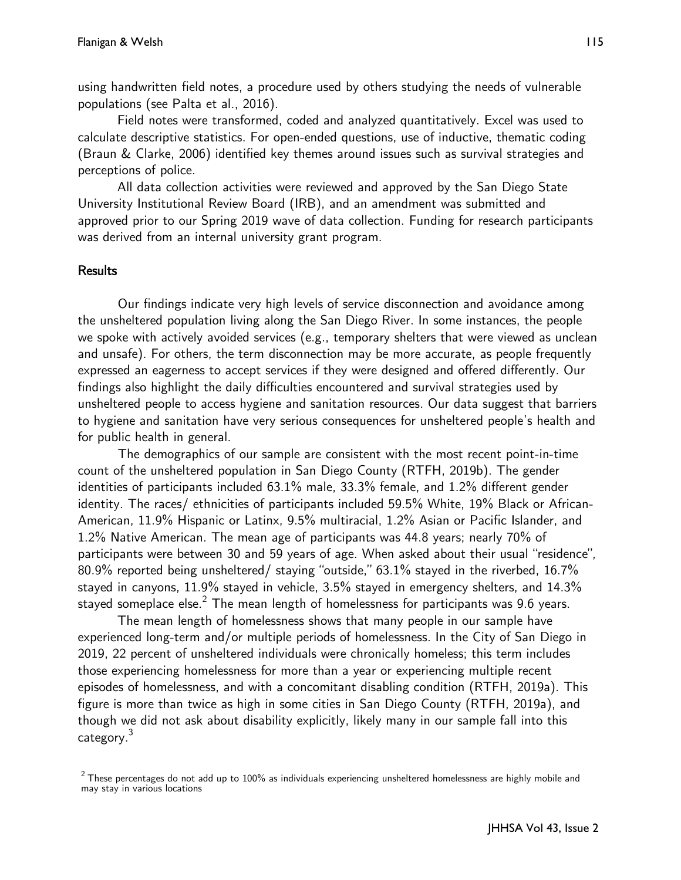using handwritten field notes, a procedure used by others studying the needs of vulnerable populations (see Palta et al., 2016).

Field notes were transformed, coded and analyzed quantitatively. Excel was used to calculate descriptive statistics. For open-ended questions, use of inductive, thematic coding (Braun & Clarke, 2006) identified key themes around issues such as survival strategies and perceptions of police.

All data collection activities were reviewed and approved by the San Diego State University Institutional Review Board (IRB), and an amendment was submitted and approved prior to our Spring 2019 wave of data collection. Funding for research participants was derived from an internal university grant program.

## Results

Our findings indicate very high levels of service disconnection and avoidance among the unsheltered population living along the San Diego River. In some instances, the people we spoke with actively avoided services (e.g., temporary shelters that were viewed as unclean and unsafe). For others, the term disconnection may be more accurate, as people frequently expressed an eagerness to accept services if they were designed and offered differently. Our findings also highlight the daily difficulties encountered and survival strategies used by unsheltered people to access hygiene and sanitation resources. Our data suggest that barriers to hygiene and sanitation have very serious consequences for unsheltered people's health and for public health in general.

The demographics of our sample are consistent with the most recent point-in-time count of the unsheltered population in San Diego County (RTFH, 2019b). The gender identities of participants included 63.1% male, 33.3% female, and 1.2% different gender identity. The races/ ethnicities of participants included 59.5% White, 19% Black or African-American, 11.9% Hispanic or Latinx, 9.5% multiracial, 1.2% Asian or Pacific Islander, and 1.2% Native American. The mean age of participants was 44.8 years; nearly 70% of participants were between 30 and 59 years of age. When asked about their usual "residence", 80.9% reported being unsheltered/ staying "outside," 63.1% stayed in the riverbed, 16.7% stayed in canyons, 11.9% stayed in vehicle, 3.5% stayed in emergency shelters, and 14.3% stayed someplace else.[2] The mean length of homelessness for participants was 9.6 years.

The mean length of homelessness shows that many people in our sample have experienced long-term and/or multiple periods of homelessness. In the City of San Diego in 2019, 22 percent of unsheltered individuals were chronically homeless; this term includes those experiencing homelessness for more than a year or experiencing multiple recent episodes of homelessness, and with a concomitant disabling condition (RTFH, 2019a). This figure is more than twice as high in some cities in San Diego County (RTFH, 2019a), and though we did not ask about disability explicitly, likely many in our sample fall into this category.[3]

[2] These percentages do not add up to 100% as individuals experiencing unsheltered homelessness are highly mobile and may stay in various locations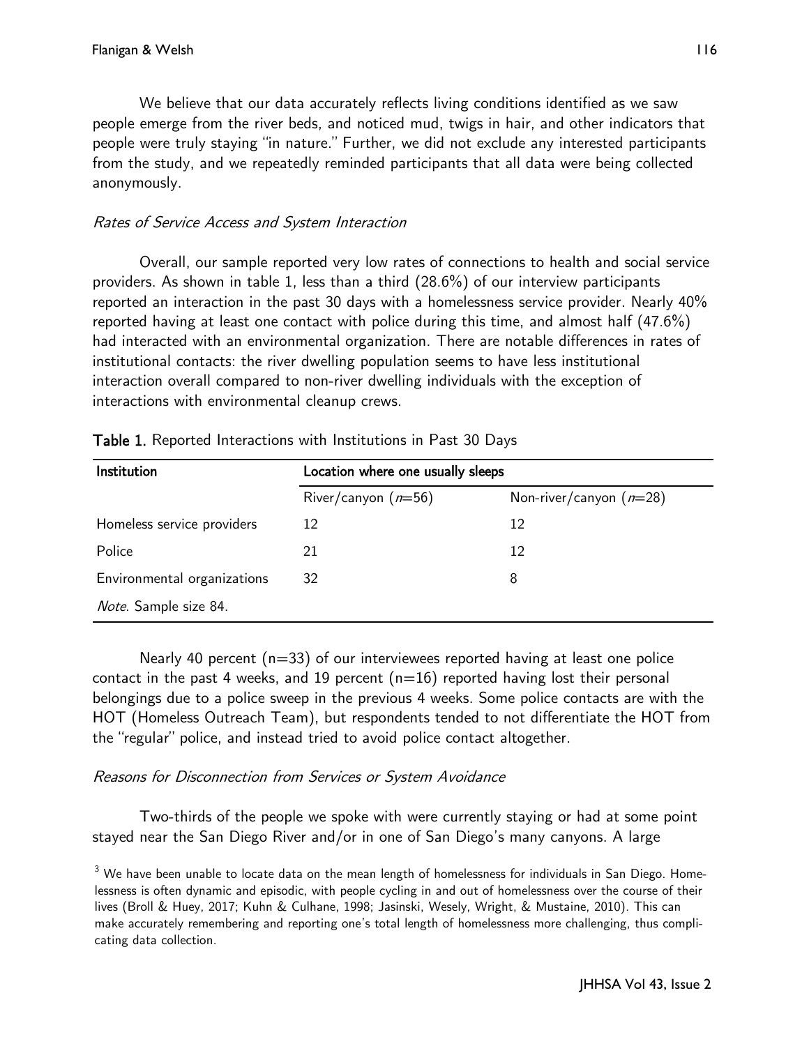We believe that our data accurately reflects living conditions identified as we saw people emerge from the river beds, and noticed mud, twigs in hair, and other indicators that people were truly staying "in nature." Further, we did not exclude any interested participants from the study, and we repeatedly reminded participants that all data were being collected anonymously.

### *Rates of Service Access and System Interaction*

Overall, our sample reported very low rates of connections to health and social service providers. As shown in table 1, less than a third (28.6%) of our interview participants reported an interaction in the past 30 days with a homelessness service provider. Nearly 40% reported having at least one contact with police during this time, and almost half (47.6%) had interacted with an environmental organization. There are notable differences in rates of institutional contacts: the river dwelling population seems to have less institutional interaction overall compared to non-river dwelling individuals with the exception of interactions with environmental cleanup crews.

**Table 1.** Reported Interactions with Institutions in Past 30 Days

| Institution | Location where one usually sleeps | |
|---|---|---|
| | River/canyon (*n*=56) | Non-river/canyon (*n*=28) |
| Homeless service providers | 12 | 12 |
| Police | 21 | 12 |
| Environmental organizations | 32 | 8 |

*Note*. Sample size 84.

Nearly 40 percent (n=33) of our interviewees reported having at least one police contact in the past 4 weeks, and 19 percent (n=16) reported having lost their personal belongings due to a police sweep in the previous 4 weeks. Some police contacts are with the HOT (Homeless Outreach Team), but respondents tended to not differentiate the HOT from the "regular" police, and instead tried to avoid police contact altogether.

### *Reasons for Disconnection from Services or System Avoidance*

Two-thirds of the people we spoke with were currently staying or had at some point stayed near the San Diego River and/or in one of San Diego's many canyons. A large

[3] We have been unable to locate data on the mean length of homelessness for individuals in San Diego. Homelessness is often dynamic and episodic, with people cycling in and out of homelessness over the course of their lives (Broll & Huey, 2017; Kuhn & Culhane, 1998; Jasinski, Wesely, Wright, & Mustaine, 2010). This can make accurately remembering and reporting one's total length of homelessness more challenging, thus complicating data collection.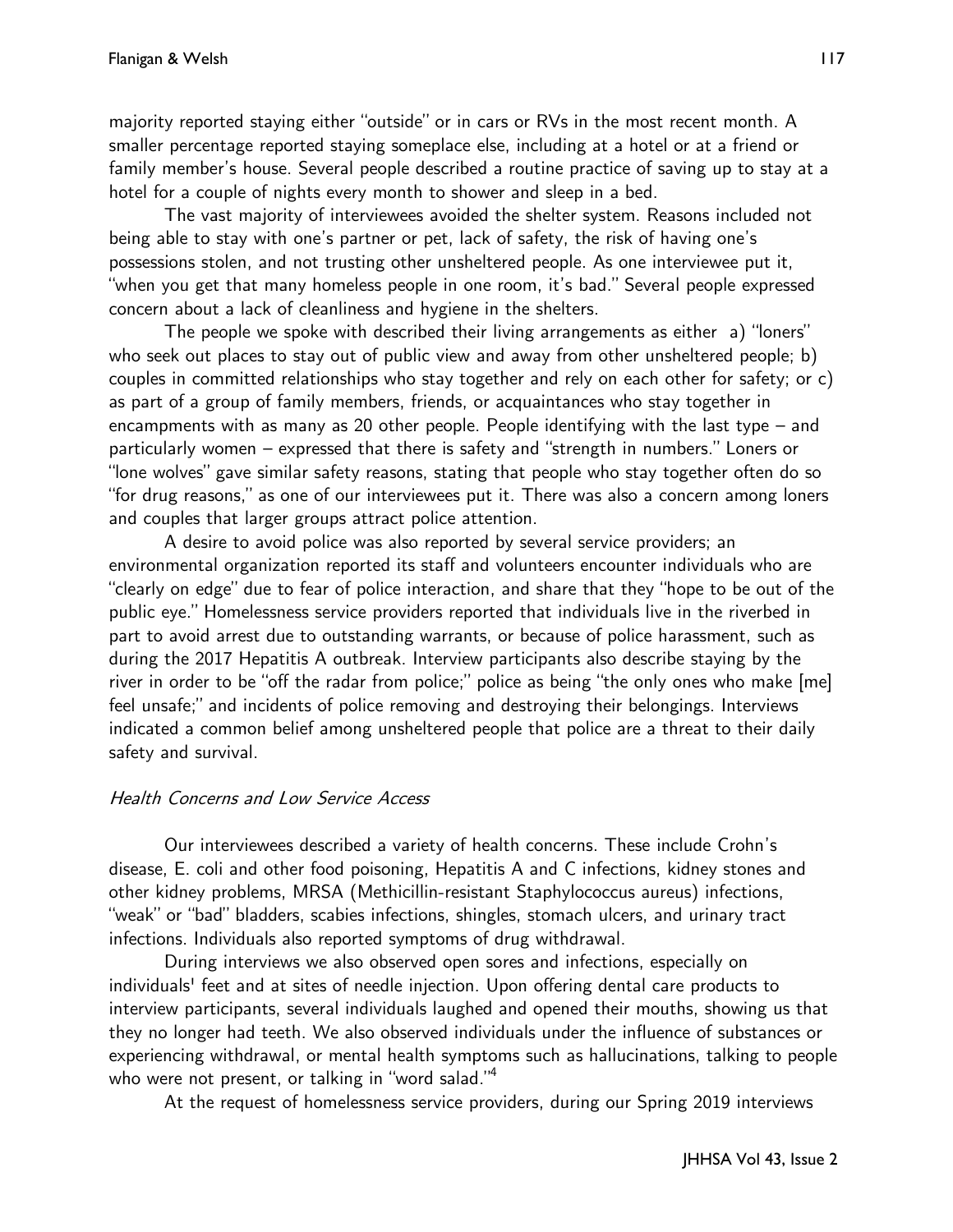majority reported staying either "outside" or in cars or RVs in the most recent month. A smaller percentage reported staying someplace else, including at a hotel or at a friend or family member's house. Several people described a routine practice of saving up to stay at a hotel for a couple of nights every month to shower and sleep in a bed.

The vast majority of interviewees avoided the shelter system. Reasons included not being able to stay with one's partner or pet, lack of safety, the risk of having one's possessions stolen, and not trusting other unsheltered people. As one interviewee put it, "when you get that many homeless people in one room, it's bad." Several people expressed concern about a lack of cleanliness and hygiene in the shelters.

The people we spoke with described their living arrangements as either a) "loners" who seek out places to stay out of public view and away from other unsheltered people; b) couples in committed relationships who stay together and rely on each other for safety; or c) as part of a group of family members, friends, or acquaintances who stay together in encampments with as many as 20 other people. People identifying with the last type – and particularly women – expressed that there is safety and "strength in numbers." Loners or "lone wolves" gave similar safety reasons, stating that people who stay together often do so "for drug reasons," as one of our interviewees put it. There was also a concern among loners and couples that larger groups attract police attention.

A desire to avoid police was also reported by several service providers; an environmental organization reported its staff and volunteers encounter individuals who are "clearly on edge" due to fear of police interaction, and share that they "hope to be out of the public eye." Homelessness service providers reported that individuals live in the riverbed in part to avoid arrest due to outstanding warrants, or because of police harassment, such as during the 2017 Hepatitis A outbreak. Interview participants also describe staying by the river in order to be "off the radar from police;" police as being "the only ones who make [me] feel unsafe;" and incidents of police removing and destroying their belongings. Interviews indicated a common belief among unsheltered people that police are a threat to their daily safety and survival.

### *Health Concerns and Low Service Access*

Our interviewees described a variety of health concerns. These include Crohn's disease, E. coli and other food poisoning, Hepatitis A and C infections, kidney stones and other kidney problems, MRSA (Methicillin-resistant Staphylococcus aureus) infections, "weak" or "bad" bladders, scabies infections, shingles, stomach ulcers, and urinary tract infections. Individuals also reported symptoms of drug withdrawal.

During interviews we also observed open sores and infections, especially on individuals' feet and at sites of needle injection. Upon offering dental care products to interview participants, several individuals laughed and opened their mouths, showing us that they no longer had teeth. We also observed individuals under the influence of substances or experiencing withdrawal, or mental health symptoms such as hallucinations, talking to people who were not present, or talking in "word salad."[4]

At the request of homelessness service providers, during our Spring 2019 interviews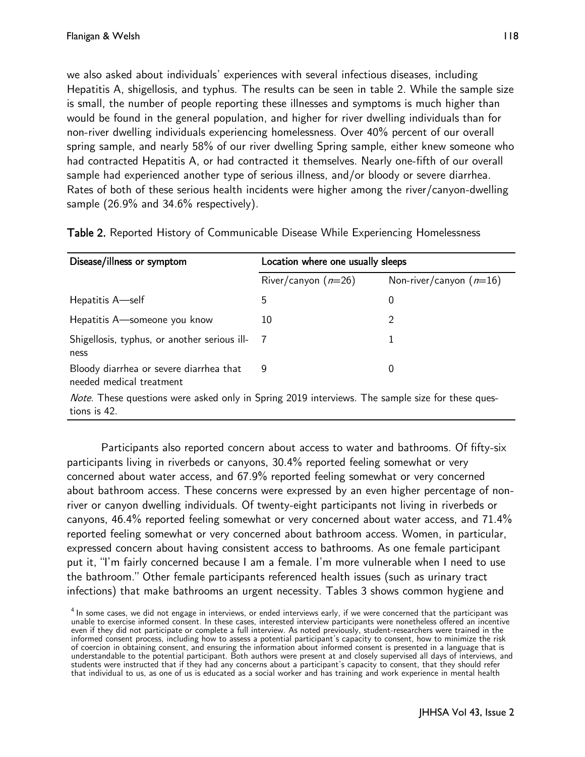we also asked about individuals' experiences with several infectious diseases, including Hepatitis A, shigellosis, and typhus. The results can be seen in table 2. While the sample size is small, the number of people reporting these illnesses and symptoms is much higher than would be found in the general population, and higher for river dwelling individuals than for non-river dwelling individuals experiencing homelessness. Over 40% percent of our overall spring sample, and nearly 58% of our river dwelling Spring sample, either knew someone who had contracted Hepatitis A, or had contracted it themselves. Nearly one-fifth of our overall sample had experienced another type of serious illness, and/or bloody or severe diarrhea. Rates of both of these serious health incidents were higher among the river/canyon-dwelling sample (26.9% and 34.6% respectively).

**Table 2.** Reported History of Communicable Disease While Experiencing Homelessness

| Disease/illness or symptom | Location where one usually sleeps | |
|---|---|---|
| | River/canyon (*n*=26) | Non-river/canyon (*n*=16) |
| Hepatitis A—self | 5 | 0 |
| Hepatitis A—someone you know | 10 | 2 |
| Shigellosis, typhus, or another serious illness | 7 | 1 |
| Bloody diarrhea or severe diarrhea that needed medical treatment | 9 | 0 |

*Note*. These questions were asked only in Spring 2019 interviews. The sample size for these questions is 42.

Participants also reported concern about access to water and bathrooms. Of fifty-six participants living in riverbeds or canyons, 30.4% reported feeling somewhat or very concerned about water access, and 67.9% reported feeling somewhat or very concerned about bathroom access. These concerns were expressed by an even higher percentage of non-river or canyon dwelling individuals. Of twenty-eight participants not living in riverbeds or canyons, 46.4% reported feeling somewhat or very concerned about water access, and 71.4% reported feeling somewhat or very concerned about bathroom access. Women, in particular, expressed concern about having consistent access to bathrooms. As one female participant put it, "I'm fairly concerned because I am a female. I'm more vulnerable when I need to use the bathroom." Other female participants referenced health issues (such as urinary tract infections) that make bathrooms an urgent necessity. Tables 3 shows common hygiene and

[4] In some cases, we did not engage in interviews, or ended interviews early, if we were concerned that the participant was unable to exercise informed consent. In these cases, interested interview participants were nonetheless offered an incentive even if they did not participate or complete a full interview. As noted previously, student-researchers were trained in the informed consent process, including how to assess a potential participant's capacity to consent, how to minimize the risk of coercion in obtaining consent, and ensuring the information about informed consent is presented in a language that is understandable to the potential participant. Both authors were present at and closely supervised all days of interviews, and students were instructed that if they had any concerns about a participant's capacity to consent, that they should refer that individual to us, as one of us is educated as a social worker and has training and work experience in mental health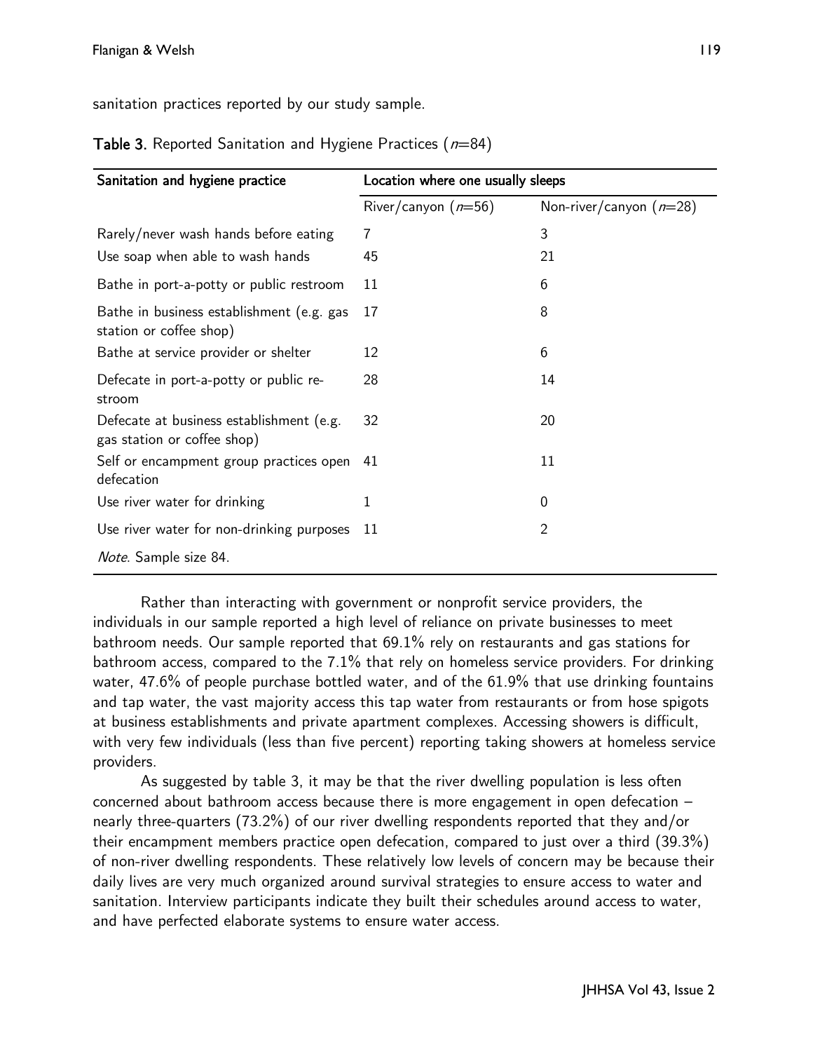sanitation practices reported by our study sample.

**Table 3.** Reported Sanitation and Hygiene Practices (*n*=84)

| Sanitation and hygiene practice | Location where one usually sleeps | |
|---|---|---|
| | River/canyon (*n*=56) | Non-river/canyon (*n*=28) |
| Rarely/never wash hands before eating | 7 | 3 |
| Use soap when able to wash hands | 45 | 21 |
| Bathe in port-a-potty or public restroom | 11 | 6 |
| Bathe in business establishment (e.g. gas station or coffee shop) | 17 | 8 |
| Bathe at service provider or shelter | 12 | 6 |
| Defecate in port-a-potty or public restroom | 28 | 14 |
| Defecate at business establishment (e.g. gas station or coffee shop) | 32 | 20 |
| Self or encampment group practices open defecation | 41 | 11 |
| Use river water for drinking | 1 | 0 |
| Use river water for non-drinking purposes | 11 | 2 |

*Note*. Sample size 84.

Rather than interacting with government or nonprofit service providers, the individuals in our sample reported a high level of reliance on private businesses to meet bathroom needs. Our sample reported that 69.1% rely on restaurants and gas stations for bathroom access, compared to the 7.1% that rely on homeless service providers. For drinking water, 47.6% of people purchase bottled water, and of the 61.9% that use drinking fountains and tap water, the vast majority access this tap water from restaurants or from hose spigots at business establishments and private apartment complexes. Accessing showers is difficult, with very few individuals (less than five percent) reporting taking showers at homeless service providers.

As suggested by table 3, it may be that the river dwelling population is less often concerned about bathroom access because there is more engagement in open defecation – nearly three-quarters (73.2%) of our river dwelling respondents reported that they and/or their encampment members practice open defecation, compared to just over a third (39.3%) of non-river dwelling respondents. These relatively low levels of concern may be because their daily lives are very much organized around survival strategies to ensure access to water and sanitation. Interview participants indicate they built their schedules around access to water, and have perfected elaborate systems to ensure water access.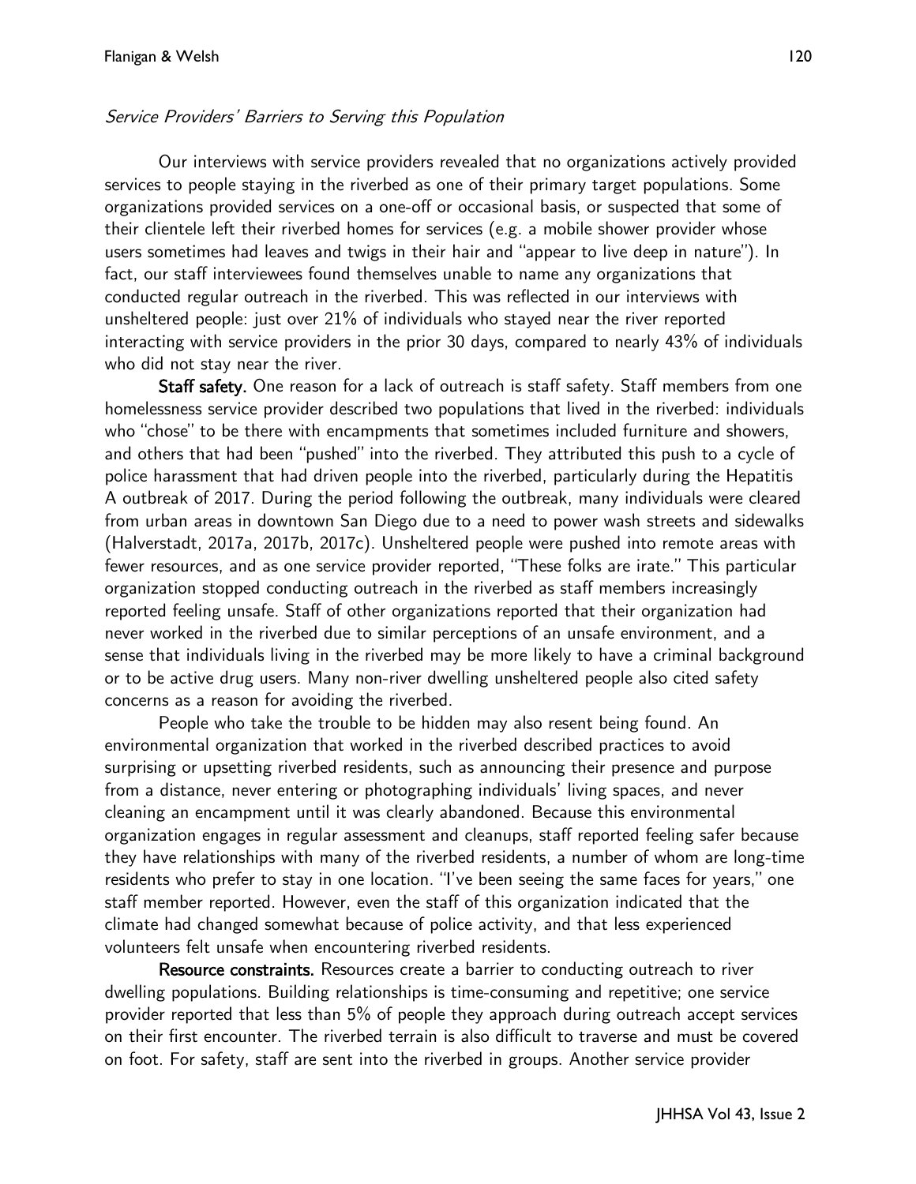*Service Providers' Barriers to Serving this Population*

Our interviews with service providers revealed that no organizations actively provided services to people staying in the riverbed as one of their primary target populations. Some organizations provided services on a one-off or occasional basis, or suspected that some of their clientele left their riverbed homes for services (e.g. a mobile shower provider whose users sometimes had leaves and twigs in their hair and "appear to live deep in nature"). In fact, our staff interviewees found themselves unable to name any organizations that conducted regular outreach in the riverbed. This was reflected in our interviews with unsheltered people: just over 21% of individuals who stayed near the river reported interacting with service providers in the prior 30 days, compared to nearly 43% of individuals who did not stay near the river.

**Staff safety.** One reason for a lack of outreach is staff safety. Staff members from one homelessness service provider described two populations that lived in the riverbed: individuals who "chose" to be there with encampments that sometimes included furniture and showers, and others that had been "pushed" into the riverbed. They attributed this push to a cycle of police harassment that had driven people into the riverbed, particularly during the Hepatitis A outbreak of 2017. During the period following the outbreak, many individuals were cleared from urban areas in downtown San Diego due to a need to power wash streets and sidewalks (Halverstadt, 2017a, 2017b, 2017c). Unsheltered people were pushed into remote areas with fewer resources, and as one service provider reported, "These folks are irate." This particular organization stopped conducting outreach in the riverbed as staff members increasingly reported feeling unsafe. Staff of other organizations reported that their organization had never worked in the riverbed due to similar perceptions of an unsafe environment, and a sense that individuals living in the riverbed may be more likely to have a criminal background or to be active drug users. Many non-river dwelling unsheltered people also cited safety concerns as a reason for avoiding the riverbed.

People who take the trouble to be hidden may also resent being found. An environmental organization that worked in the riverbed described practices to avoid surprising or upsetting riverbed residents, such as announcing their presence and purpose from a distance, never entering or photographing individuals' living spaces, and never cleaning an encampment until it was clearly abandoned. Because this environmental organization engages in regular assessment and cleanups, staff reported feeling safer because they have relationships with many of the riverbed residents, a number of whom are long-time residents who prefer to stay in one location. "I've been seeing the same faces for years," one staff member reported. However, even the staff of this organization indicated that the climate had changed somewhat because of police activity, and that less experienced volunteers felt unsafe when encountering riverbed residents.

**Resource constraints.** Resources create a barrier to conducting outreach to river dwelling populations. Building relationships is time-consuming and repetitive; one service provider reported that less than 5% of people they approach during outreach accept services on their first encounter. The riverbed terrain is also difficult to traverse and must be covered on foot. For safety, staff are sent into the riverbed in groups. Another service provider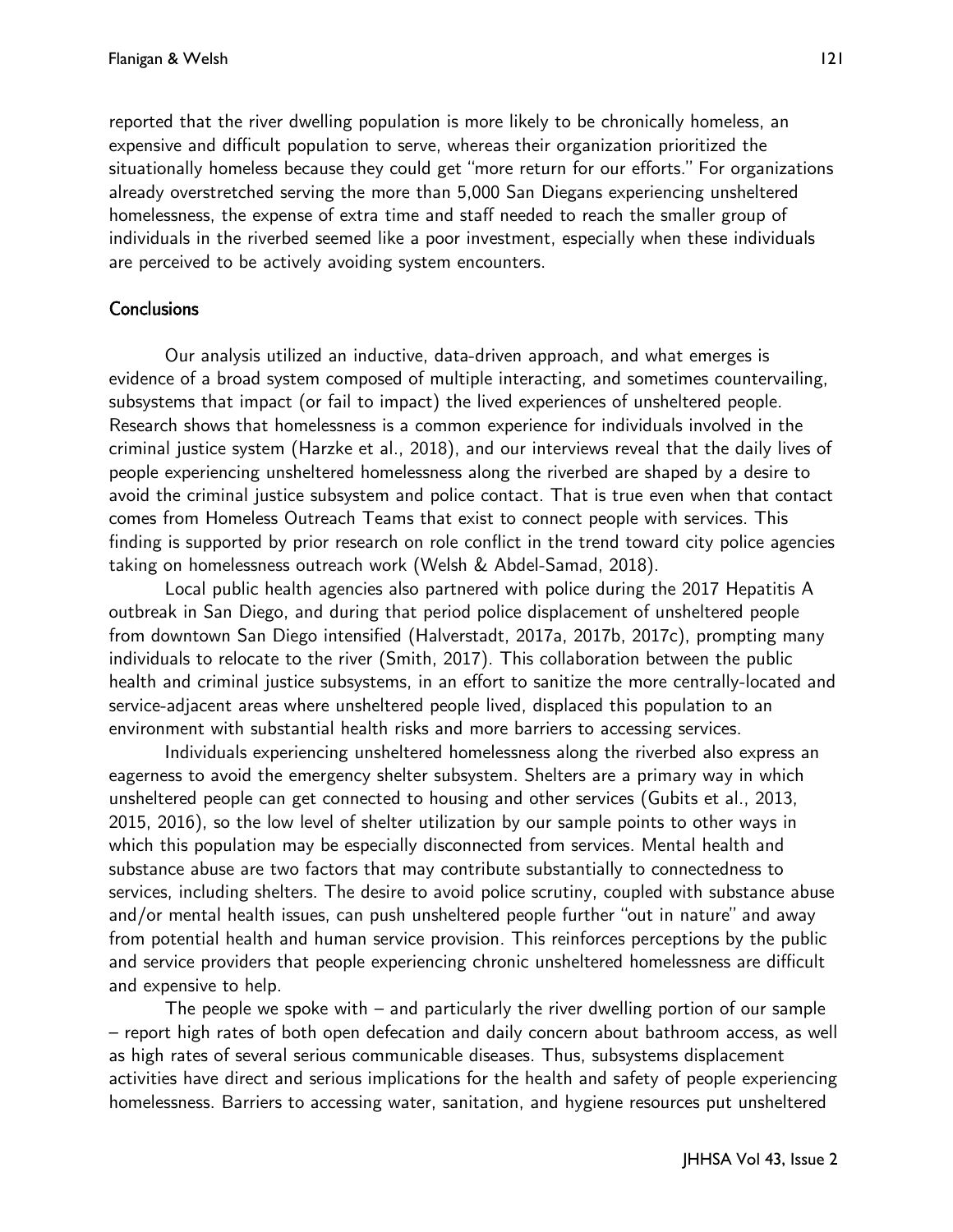reported that the river dwelling population is more likely to be chronically homeless, an expensive and difficult population to serve, whereas their organization prioritized the situationally homeless because they could get "more return for our efforts." For organizations already overstretched serving the more than 5,000 San Diegans experiencing unsheltered homelessness, the expense of extra time and staff needed to reach the smaller group of individuals in the riverbed seemed like a poor investment, especially when these individuals are perceived to be actively avoiding system encounters.

## Conclusions

Our analysis utilized an inductive, data-driven approach, and what emerges is evidence of a broad system composed of multiple interacting, and sometimes countervailing, subsystems that impact (or fail to impact) the lived experiences of unsheltered people. Research shows that homelessness is a common experience for individuals involved in the criminal justice system (Harzke et al., 2018), and our interviews reveal that the daily lives of people experiencing unsheltered homelessness along the riverbed are shaped by a desire to avoid the criminal justice subsystem and police contact. That is true even when that contact comes from Homeless Outreach Teams that exist to connect people with services. This finding is supported by prior research on role conflict in the trend toward city police agencies taking on homelessness outreach work (Welsh & Abdel-Samad, 2018).

Local public health agencies also partnered with police during the 2017 Hepatitis A outbreak in San Diego, and during that period police displacement of unsheltered people from downtown San Diego intensified (Halverstadt, 2017a, 2017b, 2017c), prompting many individuals to relocate to the river (Smith, 2017). This collaboration between the public health and criminal justice subsystems, in an effort to sanitize the more centrally-located and service-adjacent areas where unsheltered people lived, displaced this population to an environment with substantial health risks and more barriers to accessing services.

Individuals experiencing unsheltered homelessness along the riverbed also express an eagerness to avoid the emergency shelter subsystem. Shelters are a primary way in which unsheltered people can get connected to housing and other services (Gubits et al., 2013, 2015, 2016), so the low level of shelter utilization by our sample points to other ways in which this population may be especially disconnected from services. Mental health and substance abuse are two factors that may contribute substantially to connectedness to services, including shelters. The desire to avoid police scrutiny, coupled with substance abuse and/or mental health issues, can push unsheltered people further "out in nature" and away from potential health and human service provision. This reinforces perceptions by the public and service providers that people experiencing chronic unsheltered homelessness are difficult and expensive to help.

The people we spoke with – and particularly the river dwelling portion of our sample – report high rates of both open defecation and daily concern about bathroom access, as well as high rates of several serious communicable diseases. Thus, subsystems displacement activities have direct and serious implications for the health and safety of people experiencing homelessness. Barriers to accessing water, sanitation, and hygiene resources put unsheltered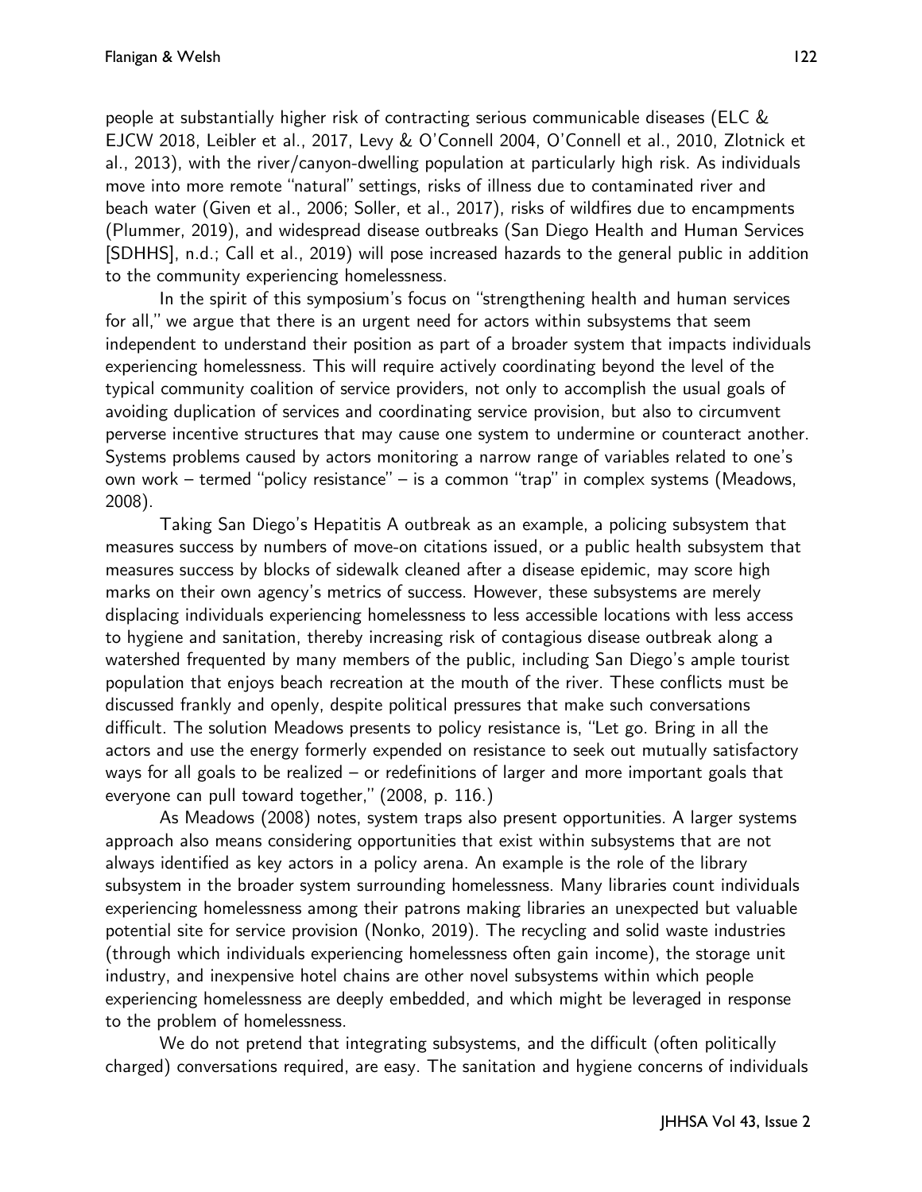people at substantially higher risk of contracting serious communicable diseases (ELC & EJCW 2018, Leibler et al., 2017, Levy & O'Connell 2004, O'Connell et al., 2010, Zlotnick et al., 2013), with the river/canyon-dwelling population at particularly high risk. As individuals move into more remote "natural" settings, risks of illness due to contaminated river and beach water (Given et al., 2006; Soller, et al., 2017), risks of wildfires due to encampments (Plummer, 2019), and widespread disease outbreaks (San Diego Health and Human Services [SDHHS], n.d.; Call et al., 2019) will pose increased hazards to the general public in addition to the community experiencing homelessness.

In the spirit of this symposium's focus on "strengthening health and human services for all," we argue that there is an urgent need for actors within subsystems that seem independent to understand their position as part of a broader system that impacts individuals experiencing homelessness. This will require actively coordinating beyond the level of the typical community coalition of service providers, not only to accomplish the usual goals of avoiding duplication of services and coordinating service provision, but also to circumvent perverse incentive structures that may cause one system to undermine or counteract another. Systems problems caused by actors monitoring a narrow range of variables related to one's own work – termed "policy resistance" – is a common "trap" in complex systems (Meadows, 2008).

Taking San Diego's Hepatitis A outbreak as an example, a policing subsystem that measures success by numbers of move-on citations issued, or a public health subsystem that measures success by blocks of sidewalk cleaned after a disease epidemic, may score high marks on their own agency's metrics of success. However, these subsystems are merely displacing individuals experiencing homelessness to less accessible locations with less access to hygiene and sanitation, thereby increasing risk of contagious disease outbreak along a watershed frequented by many members of the public, including San Diego's ample tourist population that enjoys beach recreation at the mouth of the river. These conflicts must be discussed frankly and openly, despite political pressures that make such conversations difficult. The solution Meadows presents to policy resistance is, "Let go. Bring in all the actors and use the energy formerly expended on resistance to seek out mutually satisfactory ways for all goals to be realized – or redefinitions of larger and more important goals that everyone can pull toward together," (2008, p. 116.)

As Meadows (2008) notes, system traps also present opportunities. A larger systems approach also means considering opportunities that exist within subsystems that are not always identified as key actors in a policy arena. An example is the role of the library subsystem in the broader system surrounding homelessness. Many libraries count individuals experiencing homelessness among their patrons making libraries an unexpected but valuable potential site for service provision (Nonko, 2019). The recycling and solid waste industries (through which individuals experiencing homelessness often gain income), the storage unit industry, and inexpensive hotel chains are other novel subsystems within which people experiencing homelessness are deeply embedded, and which might be leveraged in response to the problem of homelessness.

We do not pretend that integrating subsystems, and the difficult (often politically charged) conversations required, are easy. The sanitation and hygiene concerns of individuals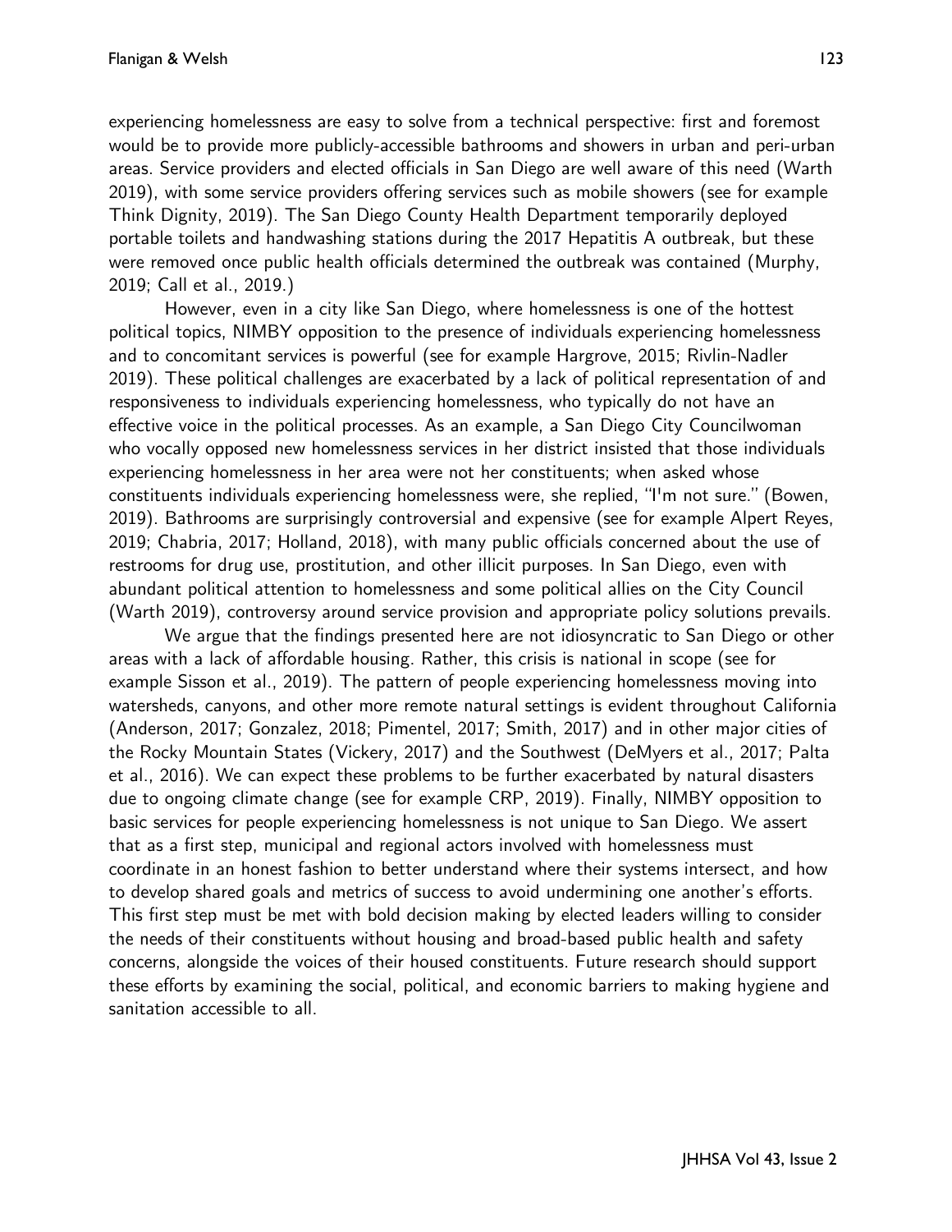experiencing homelessness are easy to solve from a technical perspective: first and foremost would be to provide more publicly-accessible bathrooms and showers in urban and peri-urban areas. Service providers and elected officials in San Diego are well aware of this need (Warth 2019), with some service providers offering services such as mobile showers (see for example Think Dignity, 2019). The San Diego County Health Department temporarily deployed portable toilets and handwashing stations during the 2017 Hepatitis A outbreak, but these were removed once public health officials determined the outbreak was contained (Murphy, 2019; Call et al., 2019.)

However, even in a city like San Diego, where homelessness is one of the hottest political topics, NIMBY opposition to the presence of individuals experiencing homelessness and to concomitant services is powerful (see for example Hargrove, 2015; Rivlin-Nadler 2019). These political challenges are exacerbated by a lack of political representation of and responsiveness to individuals experiencing homelessness, who typically do not have an effective voice in the political processes. As an example, a San Diego City Councilwoman who vocally opposed new homelessness services in her district insisted that those individuals experiencing homelessness in her area were not her constituents; when asked whose constituents individuals experiencing homelessness were, she replied, "I'm not sure." (Bowen, 2019). Bathrooms are surprisingly controversial and expensive (see for example Alpert Reyes, 2019; Chabria, 2017; Holland, 2018), with many public officials concerned about the use of restrooms for drug use, prostitution, and other illicit purposes. In San Diego, even with abundant political attention to homelessness and some political allies on the City Council (Warth 2019), controversy around service provision and appropriate policy solutions prevails.

We argue that the findings presented here are not idiosyncratic to San Diego or other areas with a lack of affordable housing. Rather, this crisis is national in scope (see for example Sisson et al., 2019). The pattern of people experiencing homelessness moving into watersheds, canyons, and other more remote natural settings is evident throughout California (Anderson, 2017; Gonzalez, 2018; Pimentel, 2017; Smith, 2017) and in other major cities of the Rocky Mountain States (Vickery, 2017) and the Southwest (DeMyers et al., 2017; Palta et al., 2016). We can expect these problems to be further exacerbated by natural disasters due to ongoing climate change (see for example CRP, 2019). Finally, NIMBY opposition to basic services for people experiencing homelessness is not unique to San Diego. We assert that as a first step, municipal and regional actors involved with homelessness must coordinate in an honest fashion to better understand where their systems intersect, and how to develop shared goals and metrics of success to avoid undermining one another's efforts. This first step must be met with bold decision making by elected leaders willing to consider the needs of their constituents without housing and broad-based public health and safety concerns, alongside the voices of their housed constituents. Future research should support these efforts by examining the social, political, and economic barriers to making hygiene and sanitation accessible to all.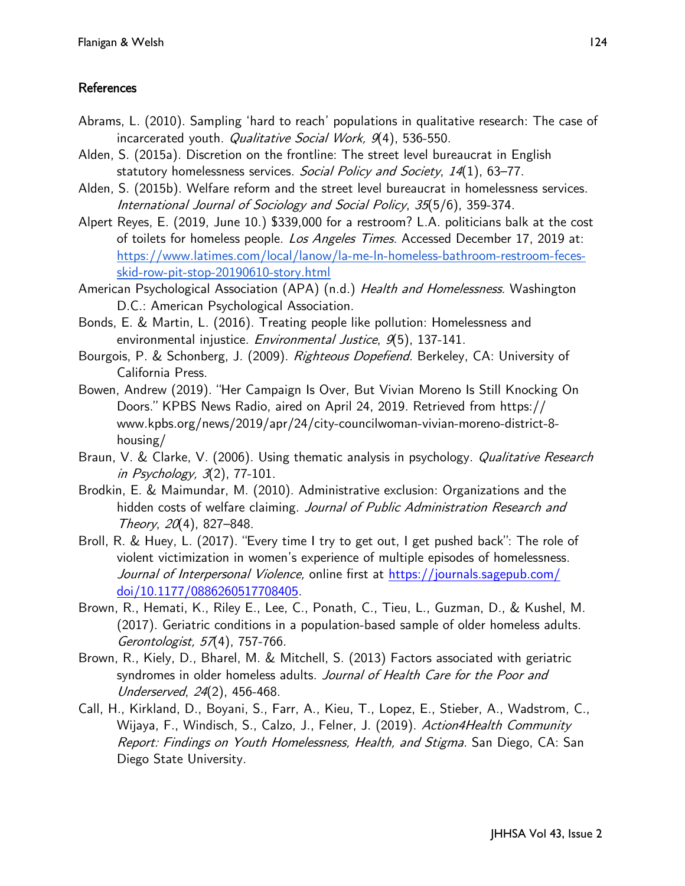## References

Abrams, L. (2010). Sampling 'hard to reach' populations in qualitative research: The case of incarcerated youth. *Qualitative Social Work, 9*(4), 536-550.

Alden, S. (2015a). Discretion on the frontline: The street level bureaucrat in English statutory homelessness services. *Social Policy and Society*, *14*(1), 63–77.

Alden, S. (2015b). Welfare reform and the street level bureaucrat in homelessness services. *International Journal of Sociology and Social Policy*, *35*(5/6), 359-374.

Alpert Reyes, E. (2019, June 10.) $339,000 for a restroom? L.A. politicians balk at the cost of toilets for homeless people. *Los Angeles Times.* Accessed December 17, 2019 at: https://www.latimes.com/local/lanow/la-me-ln-homeless-bathroom-restroom-feces-skid-row-pit-stop-20190610-story.html

American Psychological Association (APA) (n.d.) *Health and Homelessness.* Washington D.C.: American Psychological Association.

Bonds, E. & Martin, L. (2016). Treating people like pollution: Homelessness and environmental injustice. *Environmental Justice*, *9*(5), 137-141.

Bourgois, P. & Schonberg, J. (2009). *Righteous Dopefiend.* Berkeley, CA: University of California Press.

Bowen, Andrew (2019). "Her Campaign Is Over, But Vivian Moreno Is Still Knocking On Doors." KPBS News Radio, aired on April 24, 2019. Retrieved from https://www.kpbs.org/news/2019/apr/24/city-councilwoman-vivian-moreno-district-8-housing/

Braun, V. & Clarke, V. (2006). Using thematic analysis in psychology. *Qualitative Research in Psychology, 3*(2), 77-101.

Brodkin, E. & Maimundar, M. (2010). Administrative exclusion: Organizations and the hidden costs of welfare claiming. *Journal of Public Administration Research and Theory*, *20*(4), 827–848.

Broll, R. & Huey, L. (2017). "Every time I try to get out, I get pushed back": The role of violent victimization in women's experience of multiple episodes of homelessness. *Journal of Interpersonal Violence,* online first at https://journals.sagepub.com/doi/10.1177/0886260517708405.

Brown, R., Hemati, K., Riley E., Lee, C., Ponath, C., Tieu, L., Guzman, D., & Kushel, M. (2017). Geriatric conditions in a population-based sample of older homeless adults. *Gerontologist, 57*(4), 757-766.

Brown, R., Kiely, D., Bharel, M. & Mitchell, S. (2013) Factors associated with geriatric syndromes in older homeless adults. *Journal of Health Care for the Poor and Underserved*, *24*(2), 456-468.

Call, H., Kirkland, D., Boyani, S., Farr, A., Kieu, T., Lopez, E., Stieber, A., Wadstrom, C., Wijaya, F., Windisch, S., Calzo, J., Felner, J. (2019). *Action4Health Community Report: Findings on Youth Homelessness, Health, and Stigma.* San Diego, CA: San Diego State University.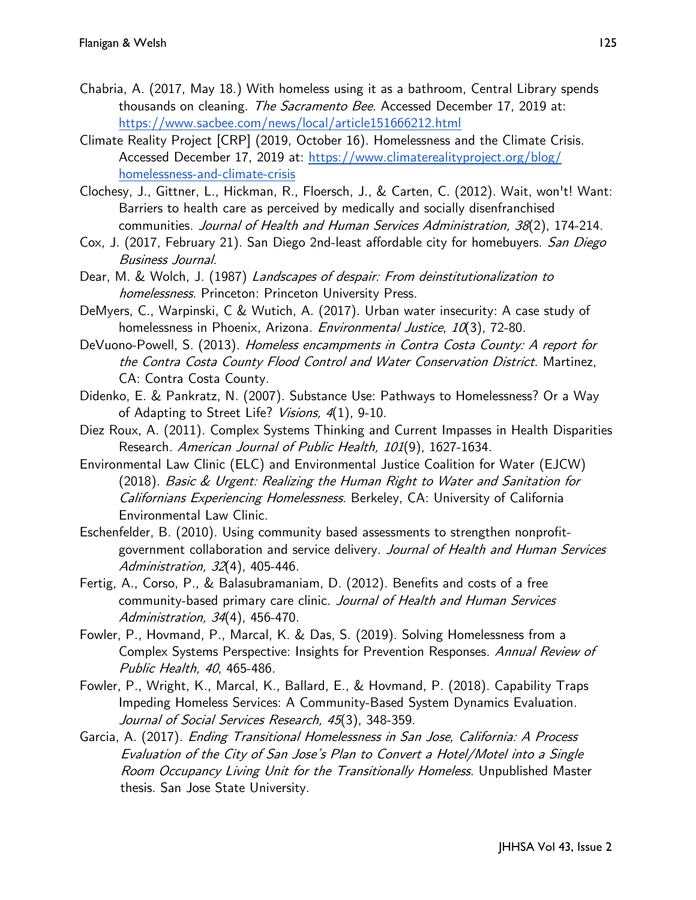Chabria, A. (2017, May 18.) With homeless using it as a bathroom, Central Library spends thousands on cleaning. *The Sacramento Bee.* Accessed December 17, 2019 at: https://www.sacbee.com/news/local/article151666212.html

Climate Reality Project [CRP] (2019, October 16). Homelessness and the Climate Crisis. Accessed December 17, 2019 at: https://www.climaterealityproject.org/blog/homelessness-and-climate-crisis

Clochesy, J., Gittner, L., Hickman, R., Floersch, J., & Carten, C. (2012). Wait, won't! Want: Barriers to health care as perceived by medically and socially disenfranchised communities. *Journal of Health and Human Services Administration, 38*(2), 174-214.

Cox, J. (2017, February 21). San Diego 2nd-least affordable city for homebuyers. *San Diego Business Journal*.

Dear, M. & Wolch, J. (1987) *Landscapes of despair: From deinstitutionalization to homelessness.* Princeton: Princeton University Press.

DeMyers, C., Warpinski, C & Wutich, A. (2017). Urban water insecurity: A case study of homelessness in Phoenix, Arizona. *Environmental Justice*, *10*(3), 72-80.

DeVuono-Powell, S. (2013). *Homeless encampments in Contra Costa County: A report for the Contra Costa County Flood Control and Water Conservation District.* Martinez, CA: Contra Costa County.

Didenko, E. & Pankratz, N. (2007). Substance Use: Pathways to Homelessness? Or a Way of Adapting to Street Life? *Visions, 4*(1), 9-10.

Diez Roux, A. (2011). Complex Systems Thinking and Current Impasses in Health Disparities Research. *American Journal of Public Health, 101*(9), 1627-1634.

Environmental Law Clinic (ELC) and Environmental Justice Coalition for Water (EJCW) (2018). *Basic & Urgent: Realizing the Human Right to Water and Sanitation for Californians Experiencing Homelessness*. Berkeley, CA: University of California Environmental Law Clinic.

Eschenfelder, B. (2010). Using community based assessments to strengthen nonprofit-government collaboration and service delivery. *Journal of Health and Human Services Administration, 32*(4), 405-446.

Fertig, A., Corso, P., & Balasubramaniam, D. (2012). Benefits and costs of a free community-based primary care clinic. *Journal of Health and Human Services Administration, 34*(4), 456-470.

Fowler, P., Hovmand, P., Marcal, K. & Das, S. (2019). Solving Homelessness from a Complex Systems Perspective: Insights for Prevention Responses. *Annual Review of Public Health, 40*, 465-486.

Fowler, P., Wright, K., Marcal, K., Ballard, E., & Hovmand, P. (2018). Capability Traps Impeding Homeless Services: A Community-Based System Dynamics Evaluation. *Journal of Social Services Research, 45*(3), 348-359.

Garcia, A. (2017). *Ending Transitional Homelessness in San Jose, California: A Process Evaluation of the City of San Jose's Plan to Convert a Hotel/Motel into a Single Room Occupancy Living Unit for the Transitionally Homeless.* Unpublished Master thesis. San Jose State University.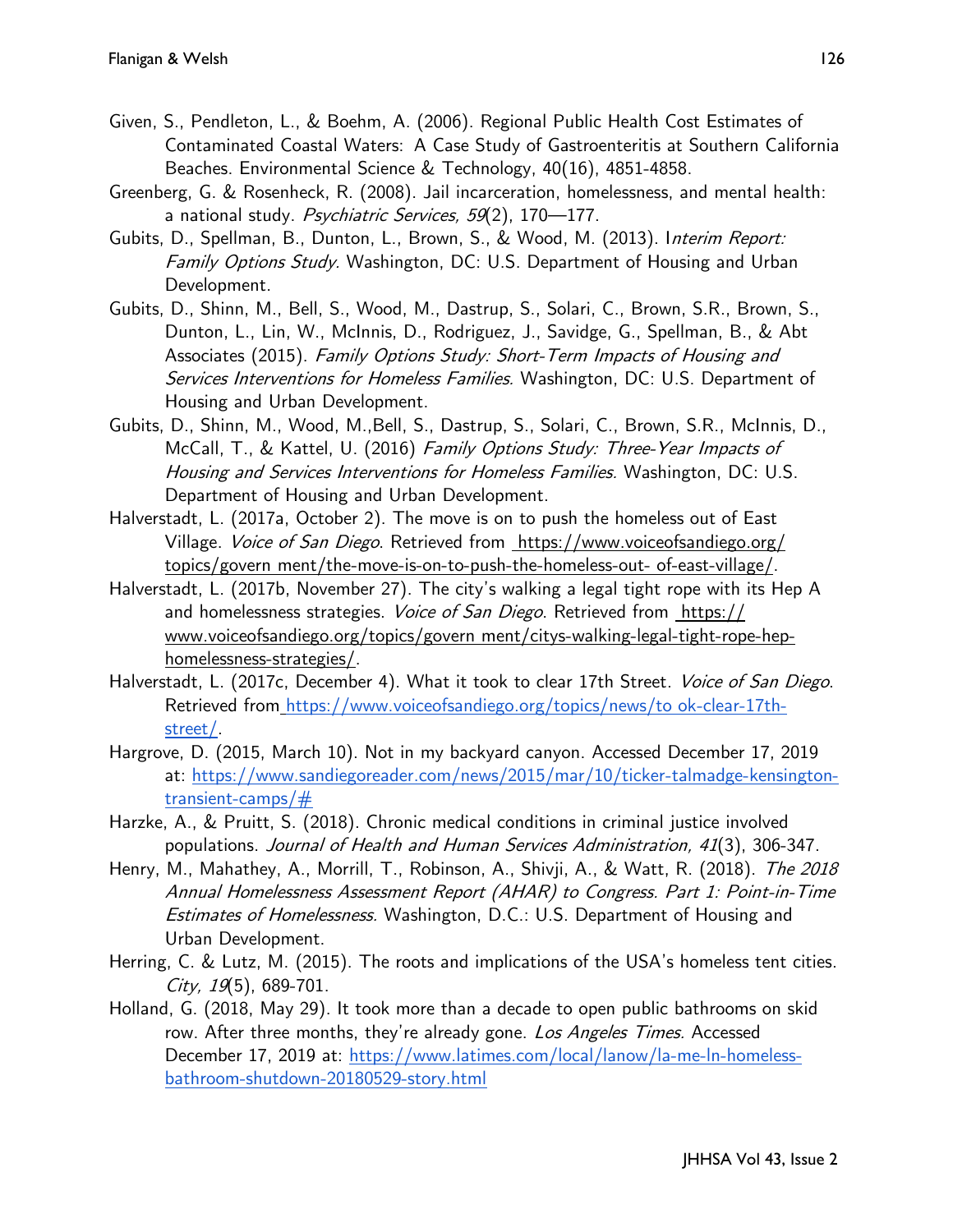Given, S., Pendleton, L., & Boehm, A. (2006). Regional Public Health Cost Estimates of Contaminated Coastal Waters: A Case Study of Gastroenteritis at Southern California Beaches. Environmental Science & Technology, 40(16), 4851-4858.

Greenberg, G. & Rosenheck, R. (2008). Jail incarceration, homelessness, and mental health: a national study. *Psychiatric Services, 59*(2), 170—177.

Gubits, D., Spellman, B., Dunton, L., Brown, S., & Wood, M. (2013). I*nterim Report: Family Options Study*. Washington, DC: U.S. Department of Housing and Urban Development.

Gubits, D., Shinn, M., Bell, S., Wood, M., Dastrup, S., Solari, C., Brown, S.R., Brown, S., Dunton, L., Lin, W., McInnis, D., Rodriguez, J., Savidge, G., Spellman, B., & Abt Associates (2015). *Family Options Study: Short-Term Impacts of Housing and Services Interventions for Homeless Families.* Washington, DC: U.S. Department of Housing and Urban Development.

Gubits, D., Shinn, M., Wood, M.,Bell, S., Dastrup, S., Solari, C., Brown, S.R., McInnis, D., McCall, T., & Kattel, U. (2016) *Family Options Study: Three-Year Impacts of Housing and Services Interventions for Homeless Families.* Washington, DC: U.S. Department of Housing and Urban Development.

Halverstadt, L. (2017a, October 2). The move is on to push the homeless out of East Village. *Voice of San Diego*. Retrieved from https://www.voiceofsandiego.org/topics/govern ment/the-move-is-on-to-push-the-homeless-out- of-east-village/.

Halverstadt, L. (2017b, November 27). The city's walking a legal tight rope with its Hep A and homelessness strategies. *Voice of San Diego*. Retrieved from https://www.voiceofsandiego.org/topics/govern ment/citys-walking-legal-tight-rope-hep-homelessness-strategies/.

Halverstadt, L. (2017c, December 4). What it took to clear 17th Street. *Voice of San Diego*. Retrieved from https://www.voiceofsandiego.org/topics/news/to ok-clear-17th-street/.

Hargrove, D. (2015, March 10). Not in my backyard canyon. Accessed December 17, 2019 at: https://www.sandiegoreader.com/news/2015/mar/10/ticker-talmadge-kensington-transient-camps/#

Harzke, A., & Pruitt, S. (2018). Chronic medical conditions in criminal justice involved populations. *Journal of Health and Human Services Administration, 41*(3), 306-347.

Henry, M., Mahathey, A., Morrill, T., Robinson, A., Shivji, A., & Watt, R. (2018). *The 2018 Annual Homelessness Assessment Report (AHAR) to Congress. Part 1: Point-in-Time Estimates of Homelessness.* Washington, D.C.: U.S. Department of Housing and Urban Development.

Herring, C. & Lutz, M. (2015). The roots and implications of the USA's homeless tent cities. *City, 19*(5), 689-701.

Holland, G. (2018, May 29). It took more than a decade to open public bathrooms on skid row. After three months, they're already gone. *Los Angeles Times.* Accessed December 17, 2019 at: https://www.latimes.com/local/lanow/la-me-ln-homeless-bathroom-shutdown-20180529-story.html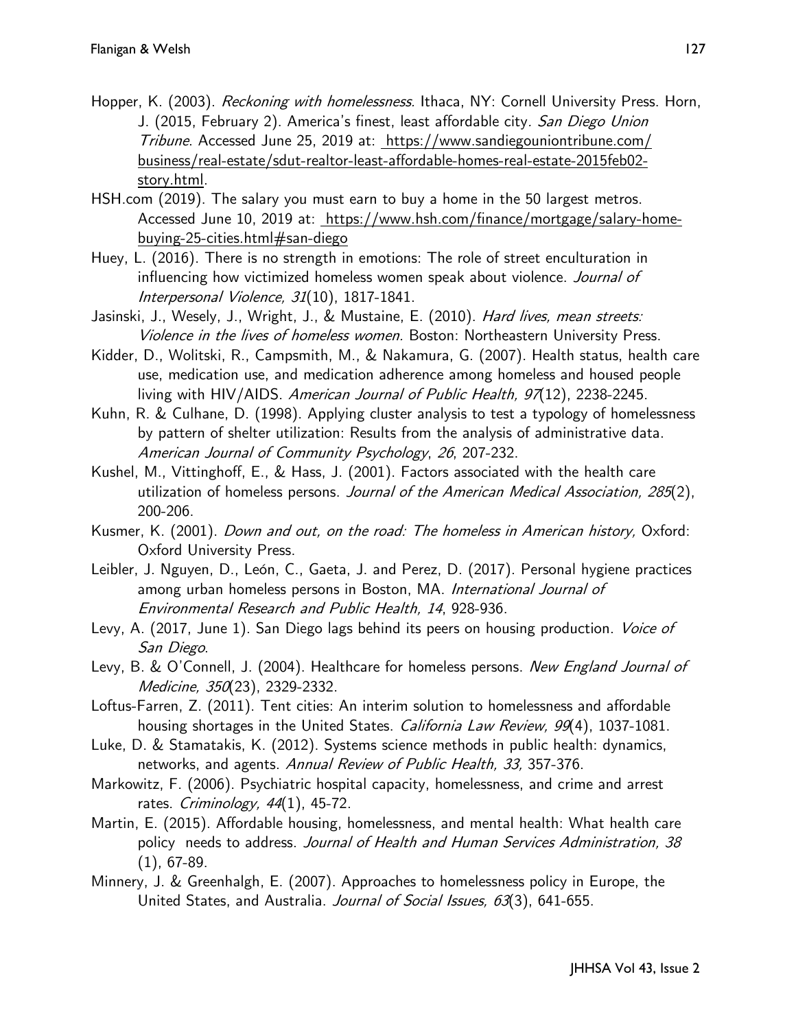Hopper, K. (2003). *Reckoning with homelessness*. Ithaca, NY: Cornell University Press. Horn, J. (2015, February 2). America's finest, least affordable city. *San Diego Union Tribune*. Accessed June 25, 2019 at: https://www.sandiegouniontribune.com/business/real-estate/sdut-realtor-least-affordable-homes-real-estate-2015feb02-story.html.

HSH.com (2019). The salary you must earn to buy a home in the 50 largest metros. Accessed June 10, 2019 at: https://www.hsh.com/finance/mortgage/salary-home-buying-25-cities.html#san-diego

Huey, L. (2016). There is no strength in emotions: The role of street enculturation in influencing how victimized homeless women speak about violence. *Journal of Interpersonal Violence, 31*(10), 1817-1841.

Jasinski, J., Wesely, J., Wright, J., & Mustaine, E. (2010). *Hard lives, mean streets: Violence in the lives of homeless women*. Boston: Northeastern University Press.

Kidder, D., Wolitski, R., Campsmith, M., & Nakamura, G. (2007). Health status, health care use, medication use, and medication adherence among homeless and housed people living with HIV/AIDS. *American Journal of Public Health, 97*(12), 2238-2245.

Kuhn, R. & Culhane, D. (1998). Applying cluster analysis to test a typology of homelessness by pattern of shelter utilization: Results from the analysis of administrative data. *American Journal of Community Psychology*, *26*, 207-232.

Kushel, M., Vittinghoff, E., & Hass, J. (2001). Factors associated with the health care utilization of homeless persons. *Journal of the American Medical Association, 285*(2), 200-206.

Kusmer, K. (2001). *Down and out, on the road: The homeless in American history,* Oxford: Oxford University Press.

Leibler, J. Nguyen, D., León, C., Gaeta, J. and Perez, D. (2017). Personal hygiene practices among urban homeless persons in Boston, MA. *International Journal of Environmental Research and Public Health, 14*, 928-936.

Levy, A. (2017, June 1). San Diego lags behind its peers on housing production. *Voice of San Diego*.

Levy, B. & O'Connell, J. (2004). Healthcare for homeless persons. *New England Journal of Medicine, 350*(23), 2329-2332.

Loftus-Farren, Z. (2011). Tent cities: An interim solution to homelessness and affordable housing shortages in the United States. *California Law Review, 99*(4), 1037-1081.

Luke, D. & Stamatakis, K. (2012). Systems science methods in public health: dynamics, networks, and agents. *Annual Review of Public Health, 33,* 357-376.

Markowitz, F. (2006). Psychiatric hospital capacity, homelessness, and crime and arrest rates. *Criminology, 44*(1), 45-72.

Martin, E. (2015). Affordable housing, homelessness, and mental health: What health care policy needs to address. *Journal of Health and Human Services Administration, 38* (1), 67-89.

Minnery, J. & Greenhalgh, E. (2007). Approaches to homelessness policy in Europe, the United States, and Australia. *Journal of Social Issues, 63*(3), 641-655.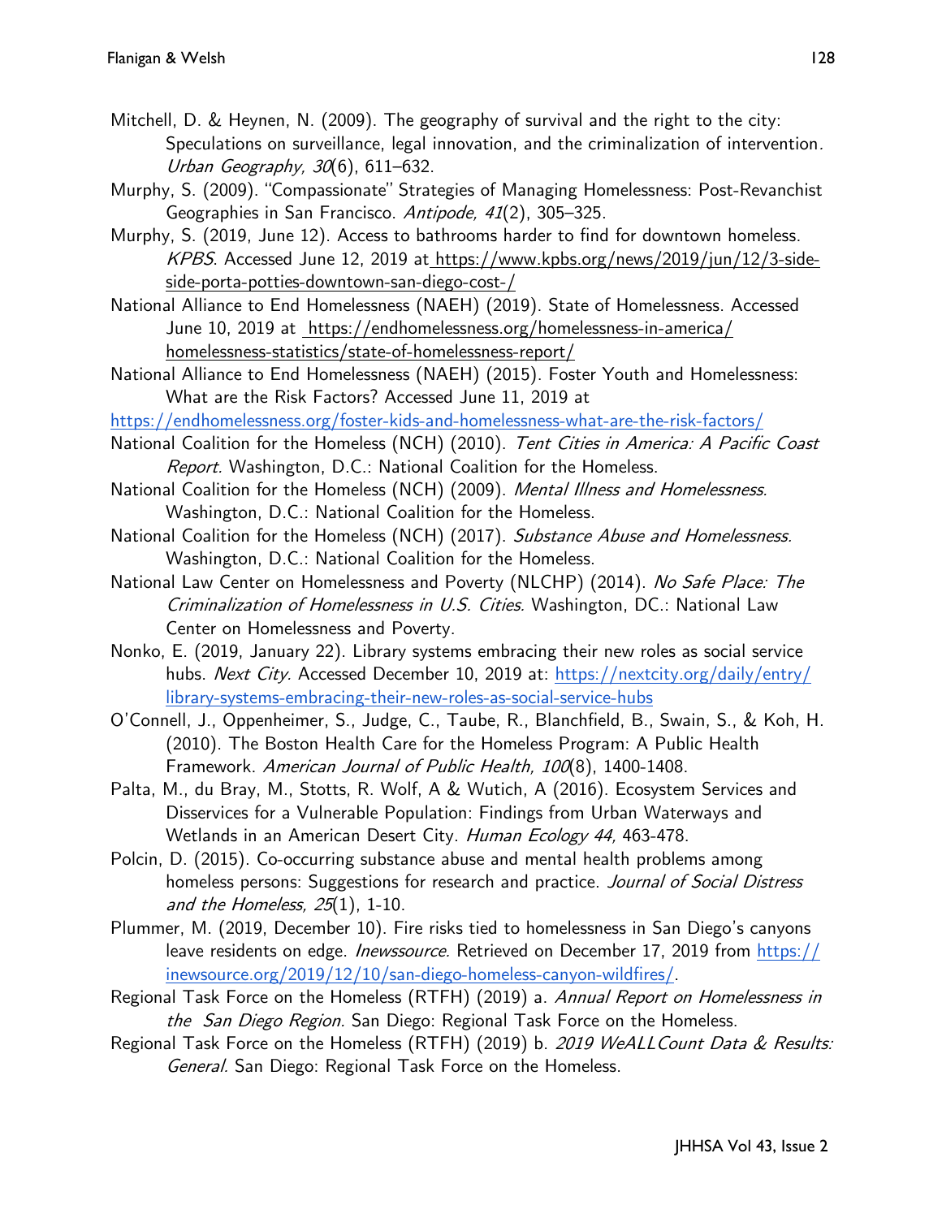Mitchell, D. & Heynen, N. (2009). The geography of survival and the right to the city: Speculations on surveillance, legal innovation, and the criminalization of intervention. *Urban Geography, 30*(6), 611–632.

Murphy, S. (2009). "Compassionate" Strategies of Managing Homelessness: Post-Revanchist Geographies in San Francisco. *Antipode, 41*(2), 305–325.

Murphy, S. (2019, June 12). Access to bathrooms harder to find for downtown homeless. *KPBS*. Accessed June 12, 2019 at https://www.kpbs.org/news/2019/jun/12/3-side-side-porta-potties-downtown-san-diego-cost-/

National Alliance to End Homelessness (NAEH) (2019). State of Homelessness. Accessed June 10, 2019 at https://endhomelessness.org/homelessness-in-america/homelessness-statistics/state-of-homelessness-report/

National Alliance to End Homelessness (NAEH) (2015). Foster Youth and Homelessness: What are the Risk Factors? Accessed June 11, 2019 at https://endhomelessness.org/foster-kids-and-homelessness-what-are-the-risk-factors/

National Coalition for the Homeless (NCH) (2010). *Tent Cities in America: A Pacific Coast Report.* Washington, D.C.: National Coalition for the Homeless.

National Coalition for the Homeless (NCH) (2009). *Mental Illness and Homelessness.* Washington, D.C.: National Coalition for the Homeless.

National Coalition for the Homeless (NCH) (2017). *Substance Abuse and Homelessness.* Washington, D.C.: National Coalition for the Homeless.

National Law Center on Homelessness and Poverty (NLCHP) (2014). *No Safe Place: The Criminalization of Homelessness in U.S. Cities.* Washington, DC.: National Law Center on Homelessness and Poverty.

Nonko, E. (2019, January 22). Library systems embracing their new roles as social service hubs. *Next City.* Accessed December 10, 2019 at: https://nextcity.org/daily/entry/library-systems-embracing-their-new-roles-as-social-service-hubs

O'Connell, J., Oppenheimer, S., Judge, C., Taube, R., Blanchfield, B., Swain, S., & Koh, H. (2010). The Boston Health Care for the Homeless Program: A Public Health Framework. *American Journal of Public Health, 100*(8), 1400-1408.

Palta, M., du Bray, M., Stotts, R. Wolf, A & Wutich, A (2016). Ecosystem Services and Disservices for a Vulnerable Population: Findings from Urban Waterways and Wetlands in an American Desert City. *Human Ecology 44,* 463-478.

Polcin, D. (2015). Co-occurring substance abuse and mental health problems among homeless persons: Suggestions for research and practice. *Journal of Social Distress and the Homeless, 25*(1), 1-10.

Plummer, M. (2019, December 10). Fire risks tied to homelessness in San Diego's canyons leave residents on edge. *Inewssource.* Retrieved on December 17, 2019 from https://inewsource.org/2019/12/10/san-diego-homeless-canyon-wildfires/.

Regional Task Force on the Homeless (RTFH) (2019) a. *Annual Report on Homelessness in the San Diego Region.* San Diego: Regional Task Force on the Homeless.

Regional Task Force on the Homeless (RTFH) (2019) b. *2019 WeALLCount Data & Results: General.* San Diego: Regional Task Force on the Homeless.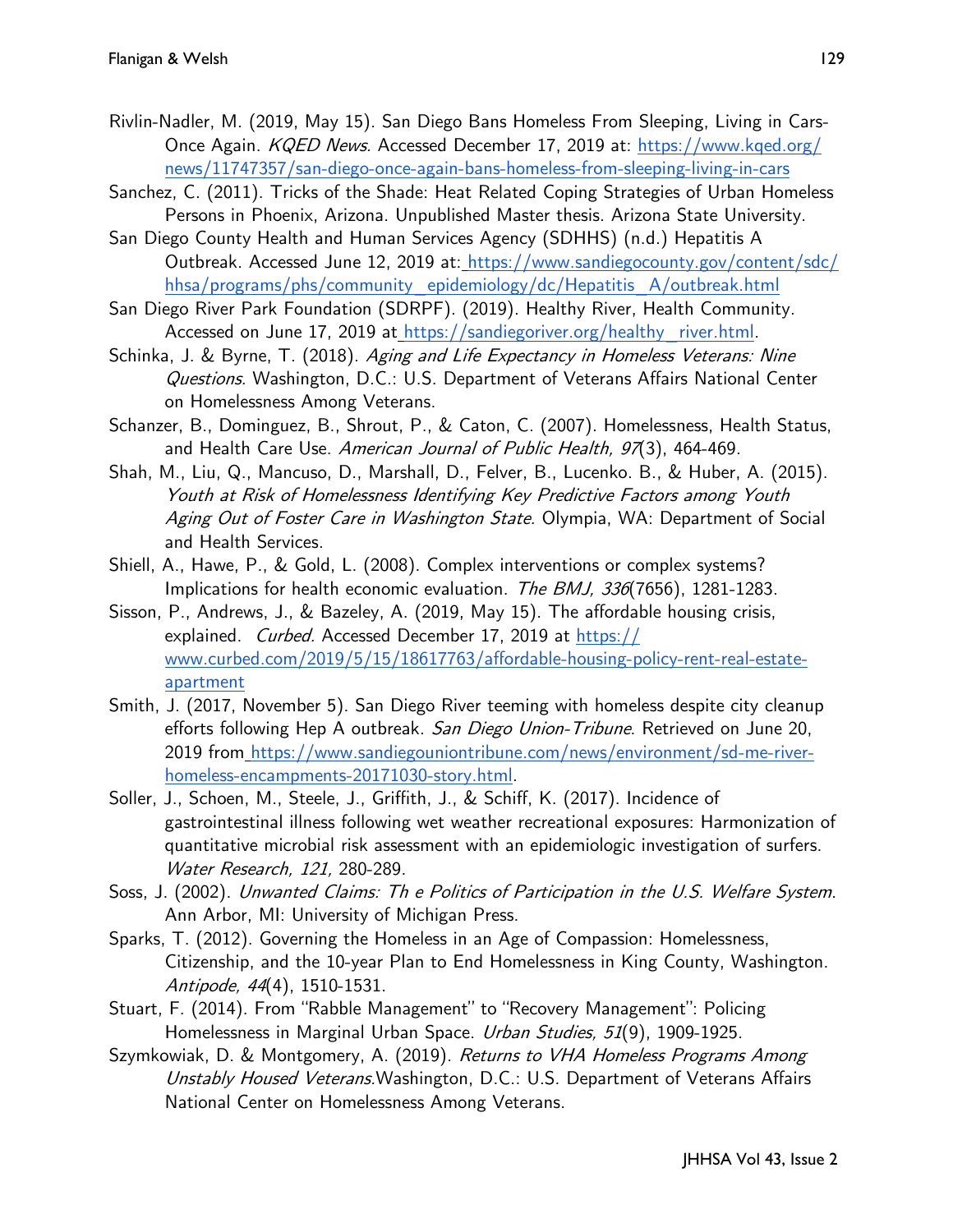Rivlin-Nadler, M. (2019, May 15). San Diego Bans Homeless From Sleeping, Living in Cars-Once Again. *KQED News*. Accessed December 17, 2019 at: https://www.kqed.org/news/11747357/san-diego-once-again-bans-homeless-from-sleeping-living-in-cars

Sanchez, C. (2011). Tricks of the Shade: Heat Related Coping Strategies of Urban Homeless Persons in Phoenix, Arizona. Unpublished Master thesis. Arizona State University.

San Diego County Health and Human Services Agency (SDHHS) (n.d.) Hepatitis A Outbreak. Accessed June 12, 2019 at: https://www.sandiegocounty.gov/content/sdc/hhsa/programs/phs/community_epidemiology/dc/Hepatitis_A/outbreak.html

San Diego River Park Foundation (SDRPF). (2019). Healthy River, Health Community. Accessed on June 17, 2019 at https://sandiegoriver.org/healthy_river.html.

Schinka, J. & Byrne, T. (2018). *Aging and Life Expectancy in Homeless Veterans: Nine Questions*. Washington, D.C.: U.S. Department of Veterans Affairs National Center on Homelessness Among Veterans.

Schanzer, B., Dominguez, B., Shrout, P., & Caton, C. (2007). Homelessness, Health Status, and Health Care Use. *American Journal of Public Health, 97*(3), 464-469.

Shah, M., Liu, Q., Mancuso, D., Marshall, D., Felver, B., Lucenko. B., & Huber, A. (2015). *Youth at Risk of Homelessness Identifying Key Predictive Factors among Youth Aging Out of Foster Care in Washington State*. Olympia, WA: Department of Social and Health Services.

Shiell, A., Hawe, P., & Gold, L. (2008). Complex interventions or complex systems? Implications for health economic evaluation. *The BMJ, 336*(7656), 1281-1283.

Sisson, P., Andrews, J., & Bazeley, A. (2019, May 15). The affordable housing crisis, explained. *Curbed*. Accessed December 17, 2019 at https://www.curbed.com/2019/5/15/18617763/affordable-housing-policy-rent-real-estate-apartment

Smith, J. (2017, November 5). San Diego River teeming with homeless despite city cleanup efforts following Hep A outbreak. *San Diego Union-Tribune*. Retrieved on June 20, 2019 from https://www.sandiegouniontribune.com/news/environment/sd-me-river-homeless-encampments-20171030-story.html.

Soller, J., Schoen, M., Steele, J., Griffith, J., & Schiff, K. (2017). Incidence of gastrointestinal illness following wet weather recreational exposures: Harmonization of quantitative microbial risk assessment with an epidemiologic investigation of surfers. *Water Research, 121,* 280-289.

Soss, J. (2002). *Unwanted Claims: Th e Politics of Participation in the U.S. Welfare System*. Ann Arbor, MI: University of Michigan Press.

Sparks, T. (2012). Governing the Homeless in an Age of Compassion: Homelessness, Citizenship, and the 10-year Plan to End Homelessness in King County, Washington. *Antipode, 44*(4), 1510-1531.

Stuart, F. (2014). From "Rabble Management" to "Recovery Management": Policing Homelessness in Marginal Urban Space. *Urban Studies, 51*(9), 1909-1925.

Szymkowiak, D. & Montgomery, A. (2019). *Returns to VHA Homeless Programs Among Unstably Housed Veterans.* Washington, D.C.: U.S. Department of Veterans Affairs National Center on Homelessness Among Veterans.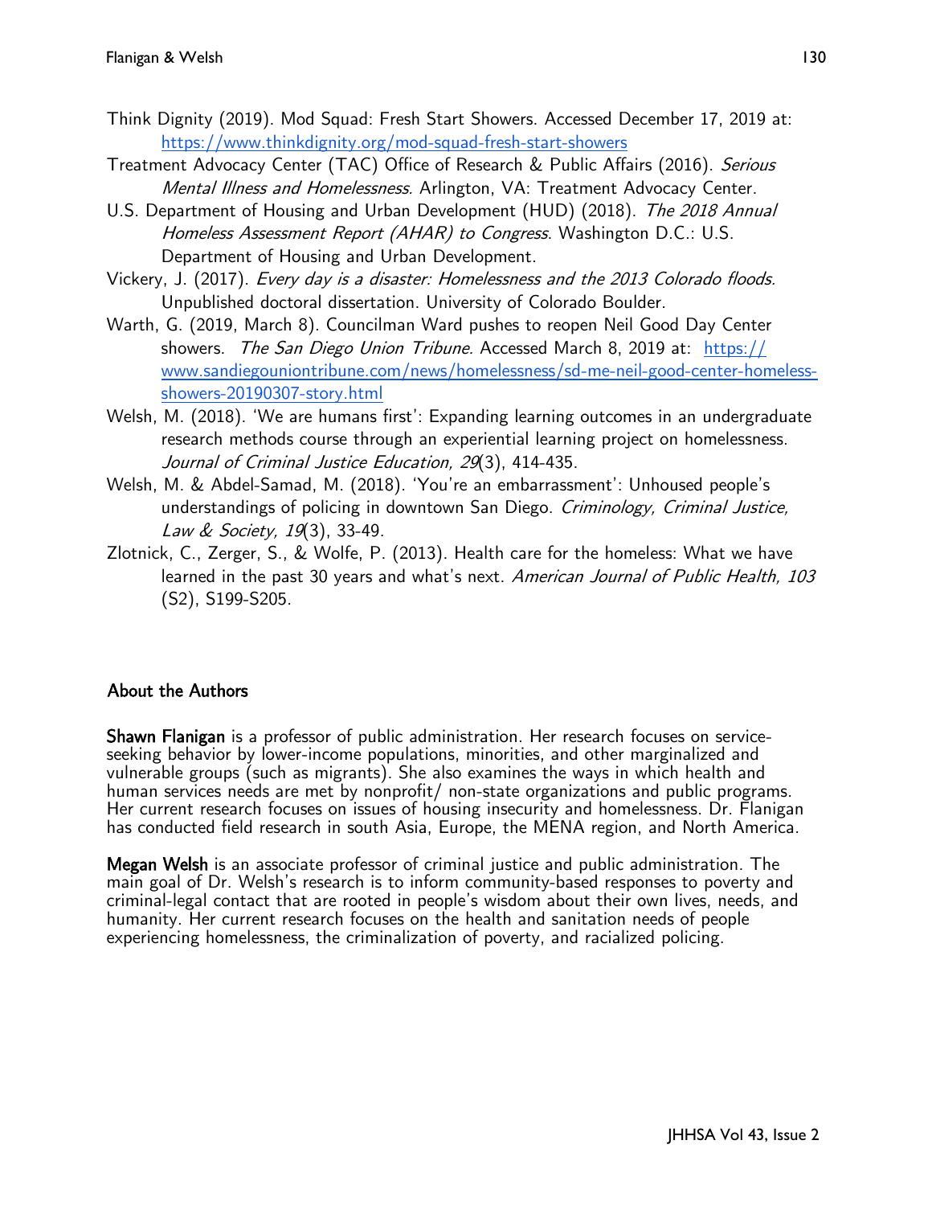Think Dignity (2019). Mod Squad: Fresh Start Showers. Accessed December 17, 2019 at: https://www.thinkdignity.org/mod-squad-fresh-start-showers

Treatment Advocacy Center (TAC) Office of Research & Public Affairs (2016). *Serious Mental Illness and Homelessness.* Arlington, VA: Treatment Advocacy Center.

U.S. Department of Housing and Urban Development (HUD) (2018). *The 2018 Annual Homeless Assessment Report (AHAR) to Congress*. Washington D.C.: U.S. Department of Housing and Urban Development.

Vickery, J. (2017). *Every day is a disaster: Homelessness and the 2013 Colorado floods.* Unpublished doctoral dissertation. University of Colorado Boulder.

Warth, G. (2019, March 8). Councilman Ward pushes to reopen Neil Good Day Center showers. *The San Diego Union Tribune.* Accessed March 8, 2019 at: https://www.sandiegouniontribune.com/news/homelessness/sd-me-neil-good-center-homeless-showers-20190307-story.html

Welsh, M. (2018). 'We are humans first': Expanding learning outcomes in an undergraduate research methods course through an experiential learning project on homelessness. *Journal of Criminal Justice Education, 29*(3), 414-435.

Welsh, M. & Abdel-Samad, M. (2018). 'You're an embarrassment': Unhoused people's understandings of policing in downtown San Diego. *Criminology, Criminal Justice, Law & Society, 19*(3), 33-49.

Zlotnick, C., Zerger, S., & Wolfe, P. (2013). Health care for the homeless: What we have learned in the past 30 years and what's next. *American Journal of Public Health, 103* (S2), S199-S205.

## About the Authors

**Shawn Flanigan** is a professor of public administration. Her research focuses on service-seeking behavior by lower-income populations, minorities, and other marginalized and vulnerable groups (such as migrants). She also examines the ways in which health and human services needs are met by nonprofit/ non-state organizations and public programs. Her current research focuses on issues of housing insecurity and homelessness. Dr. Flanigan has conducted field research in south Asia, Europe, the MENA region, and North America.

**Megan Welsh** is an associate professor of criminal justice and public administration. The main goal of Dr. Welsh's research is to inform community-based responses to poverty and criminal-legal contact that are rooted in people's wisdom about their own lives, needs, and humanity. Her current research focuses on the health and sanitation needs of people experiencing homelessness, the criminalization of poverty, and racialized policing.